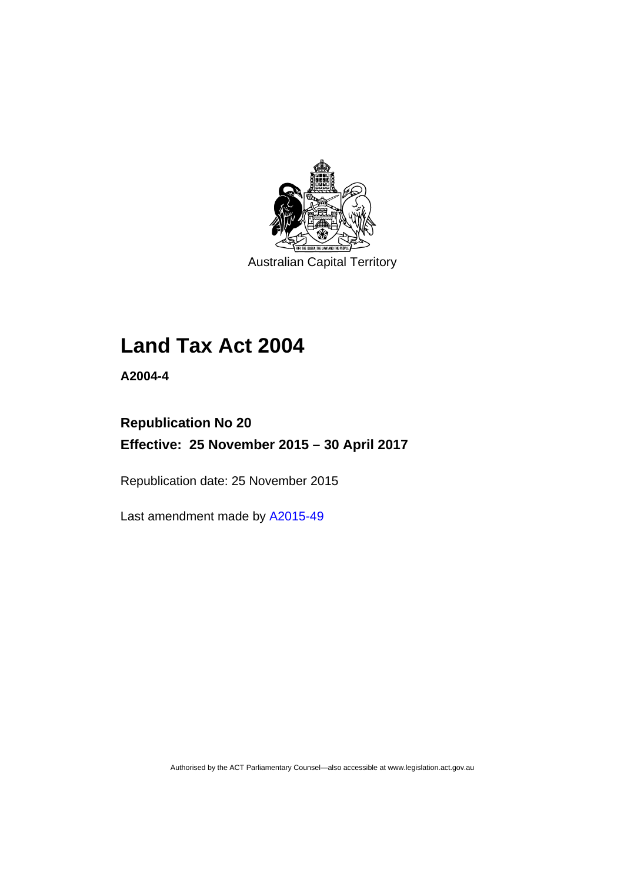Australian Capital Territory

# Land Tax Act 2004

**A2004-4**

## Republication No 20

## Effective: 25 November 2015 – 30 April 2017

Republication date: 25 November 2015

Last amendment made by A2015-49

Authorised by the ACT Parliamentary Counsel—also accessible at www.legislation.act.gov.au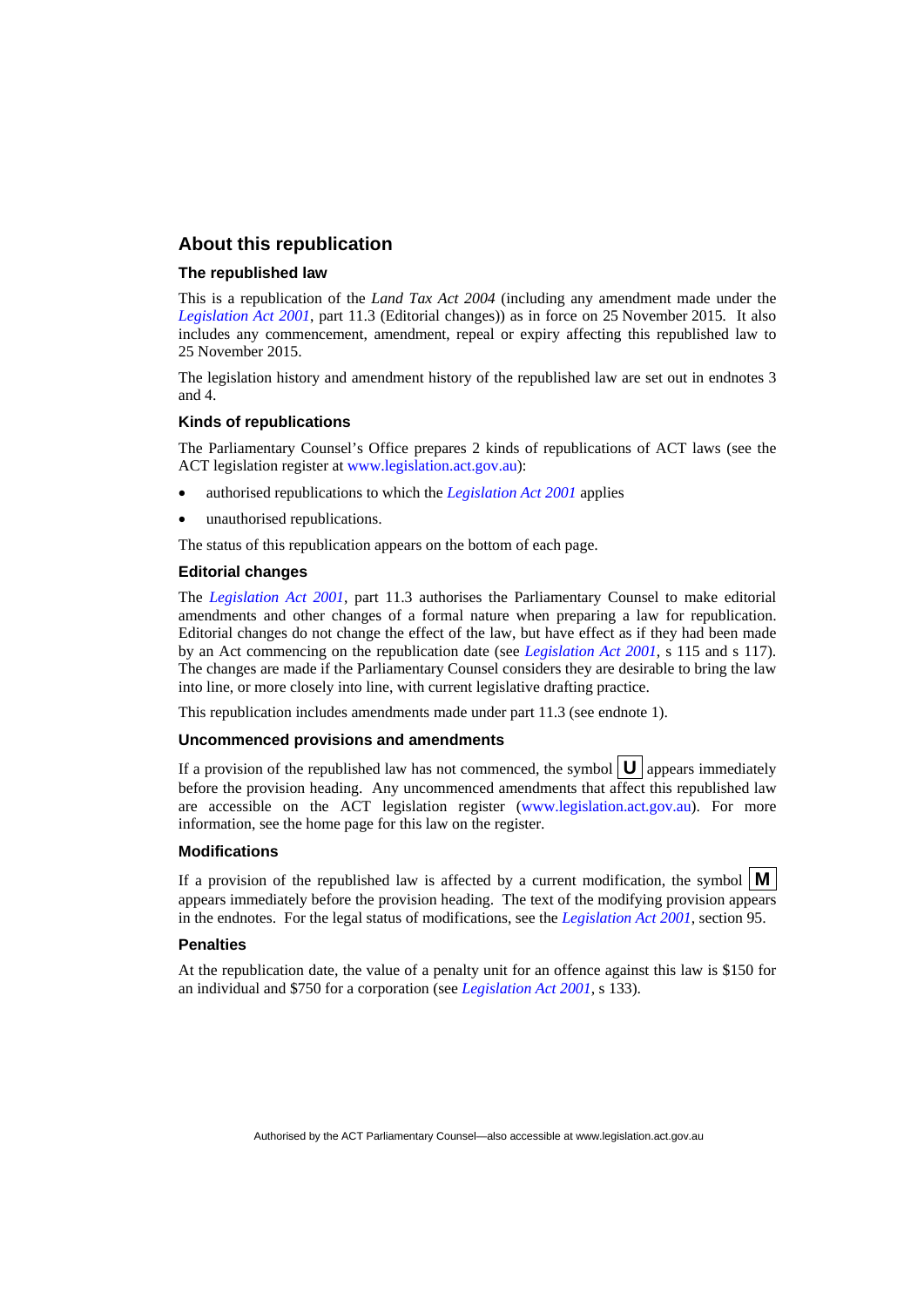## About this republication

### The republished law

This is a republication of the *Land Tax Act 2004* (including any amendment made under the *Legislation Act 2001*, part 11.3 (Editorial changes)) as in force on 25 November 2015. It also includes any commencement, amendment, repeal or expiry affecting this republished law to 25 November 2015.

The legislation history and amendment history of the republished law are set out in endnotes 3 and 4.

### Kinds of republications

The Parliamentary Counsel's Office prepares 2 kinds of republications of ACT laws (see the ACT legislation register at www.legislation.act.gov.au):

- authorised republications to which the *Legislation Act 2001* applies
- unauthorised republications.

The status of this republication appears on the bottom of each page.

### Editorial changes

The *Legislation Act 2001*, part 11.3 authorises the Parliamentary Counsel to make editorial amendments and other changes of a formal nature when preparing a law for republication. Editorial changes do not change the effect of the law, but have effect as if they had been made by an Act commencing on the republication date (see *Legislation Act 2001*, s 115 and s 117). The changes are made if the Parliamentary Counsel considers they are desirable to bring the law into line, or more closely into line, with current legislative drafting practice.

This republication includes amendments made under part 11.3 (see endnote 1).

### Uncommenced provisions and amendments

If a provision of the republished law has not commenced, the symbol **U** appears immediately before the provision heading. Any uncommenced amendments that affect this republished law are accessible on the ACT legislation register (www.legislation.act.gov.au). For more information, see the home page for this law on the register.

### Modifications

If a provision of the republished law is affected by a current modification, the symbol **M** appears immediately before the provision heading. The text of the modifying provision appears in the endnotes. For the legal status of modifications, see the *Legislation Act 2001*, section 95.

### Penalties

At the republication date, the value of a penalty unit for an offence against this law is $150 for an individual and $750 for a corporation (see *Legislation Act 2001*, s 133).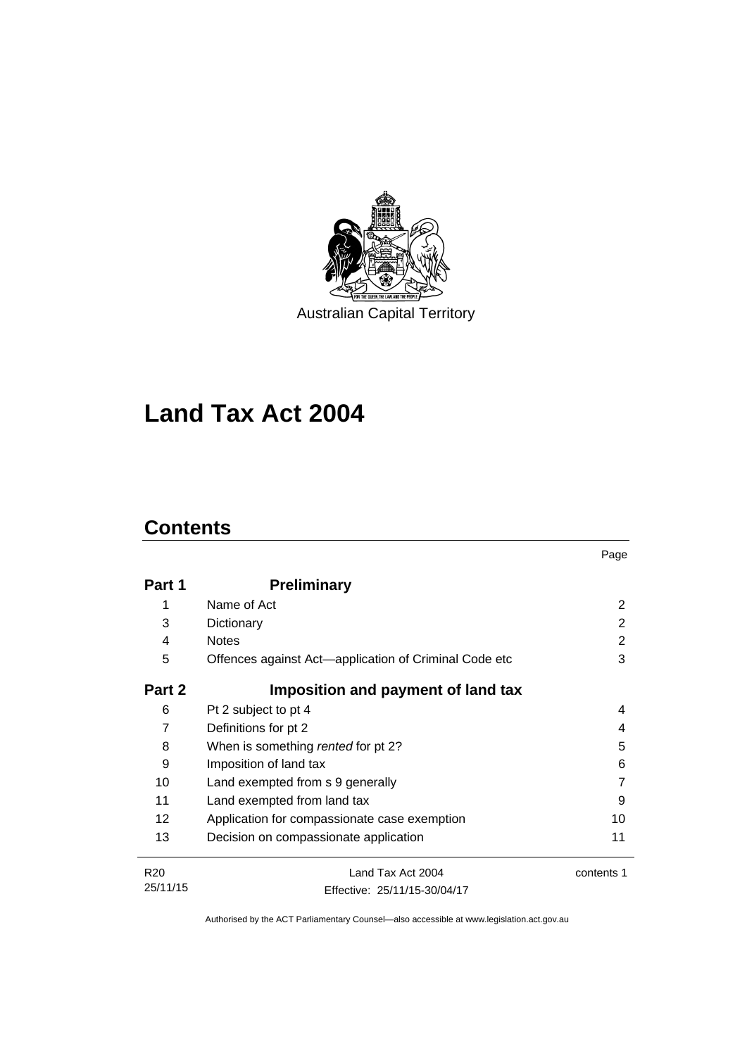Australian Capital Territory

# Land Tax Act 2004

## Contents

| | | Page |
|---|---|---|
| **Part 1** | **Preliminary** | |
| 1 | Name of Act | 2 |
| 3 | Dictionary | 2 |
| 4 | Notes | 2 |
| 5 | Offences against Act—application of Criminal Code etc | 3 |
| **Part 2** | **Imposition and payment of land tax** | |
| 6 | Pt 2 subject to pt 4 | 4 |
| 7 | Definitions for pt 2 | 4 |
| 8 | When is something *rented* for pt 2? | 5 |
| 9 | Imposition of land tax | 6 |
| 10 | Land exempted from s 9 generally | 7 |
| 11 | Land exempted from land tax | 9 |
| 12 | Application for compassionate case exemption | 10 |
| 13 | Decision on compassionate application | 11 |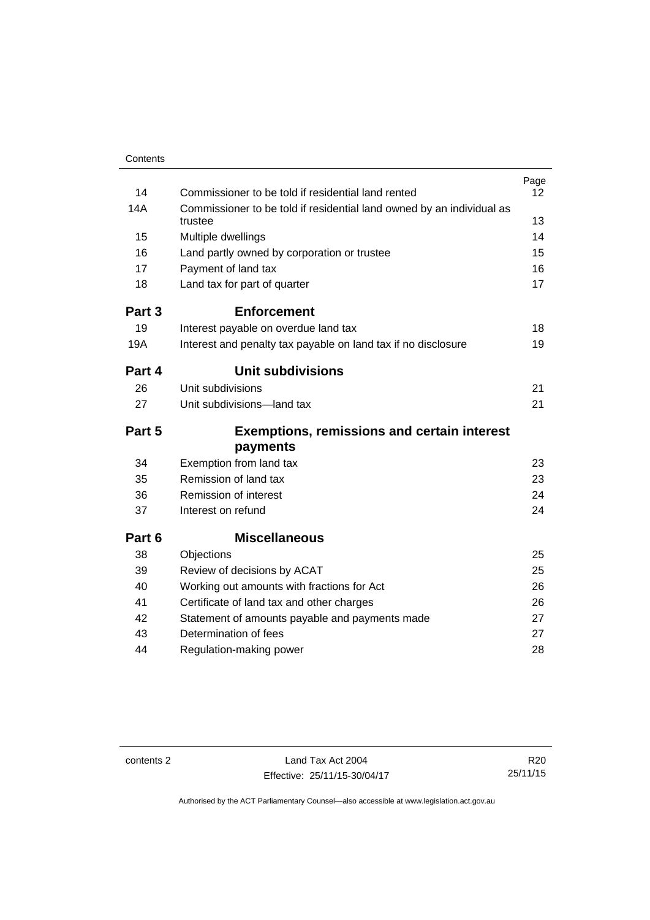| | | Page |
|---|---|---|
| 14 | Commissioner to be told if residential land rented | 12 |
| 14A | Commissioner to be told if residential land owned by an individual as trustee | 13 |
| 15 | Multiple dwellings | 14 |
| 16 | Land partly owned by corporation or trustee | 15 |
| 17 | Payment of land tax | 16 |
| 18 | Land tax for part of quarter | 17 |
| **Part 3** | **Enforcement** | |
| 19 | Interest payable on overdue land tax | 18 |
| 19A | Interest and penalty tax payable on land tax if no disclosure | 19 |
| **Part 4** | **Unit subdivisions** | |
| 26 | Unit subdivisions | 21 |
| 27 | Unit subdivisions—land tax | 21 |
| **Part 5** | **Exemptions, remissions and certain interest payments** | |
| 34 | Exemption from land tax | 23 |
| 35 | Remission of land tax | 23 |
| 36 | Remission of interest | 24 |
| 37 | Interest on refund | 24 |
| **Part 6** | **Miscellaneous** | |
| 38 | Objections | 25 |
| 39 | Review of decisions by ACAT | 25 |
| 40 | Working out amounts with fractions for Act | 26 |
| 41 | Certificate of land tax and other charges | 26 |
| 42 | Statement of amounts payable and payments made | 27 |
| 43 | Determination of fees | 27 |
| 44 | Regulation-making power | 28 |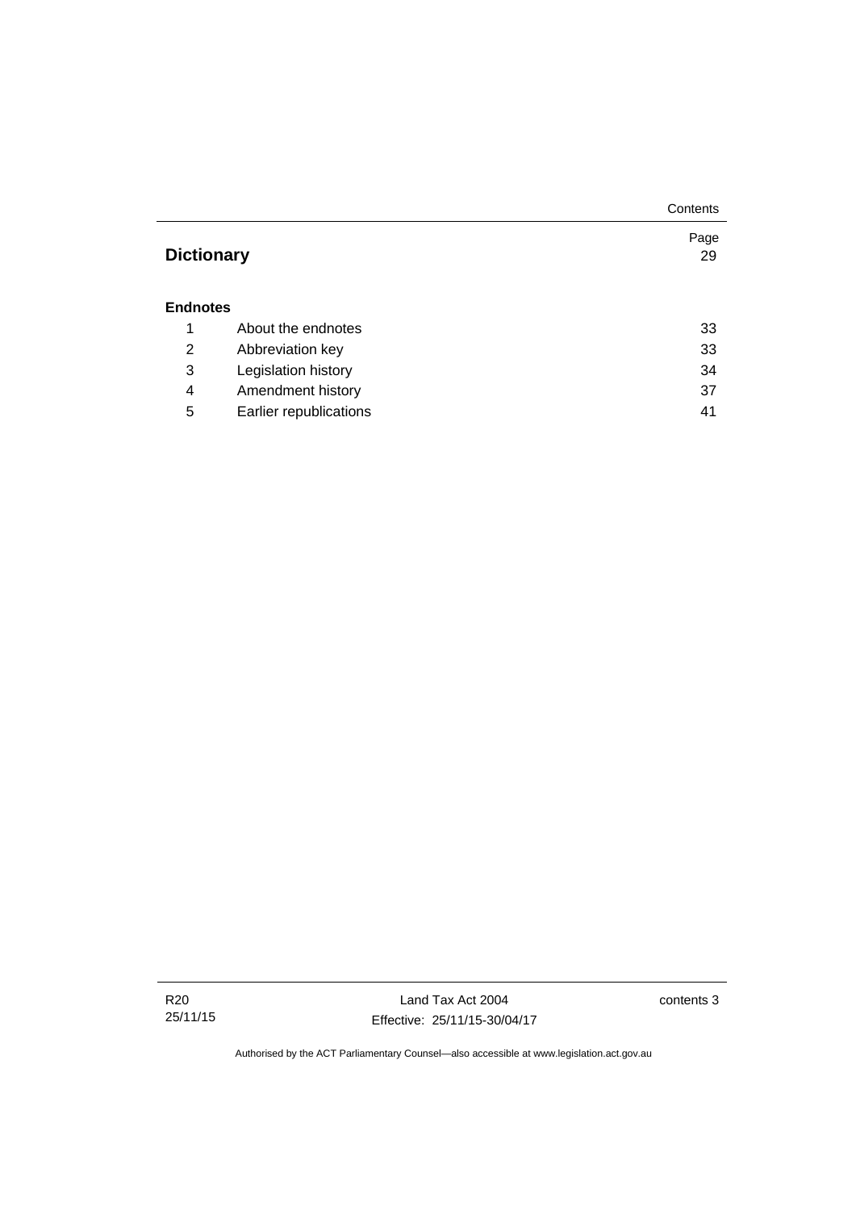| | | Page |
|---|---|---|
| **Dictionary** | | 29 |
| **Endnotes** | | |
| 1 | About the endnotes | 33 |
| 2 | Abbreviation key | 33 |
| 3 | Legislation history | 34 |
| 4 | Amendment history | 37 |
| 5 | Earlier republications | 41 |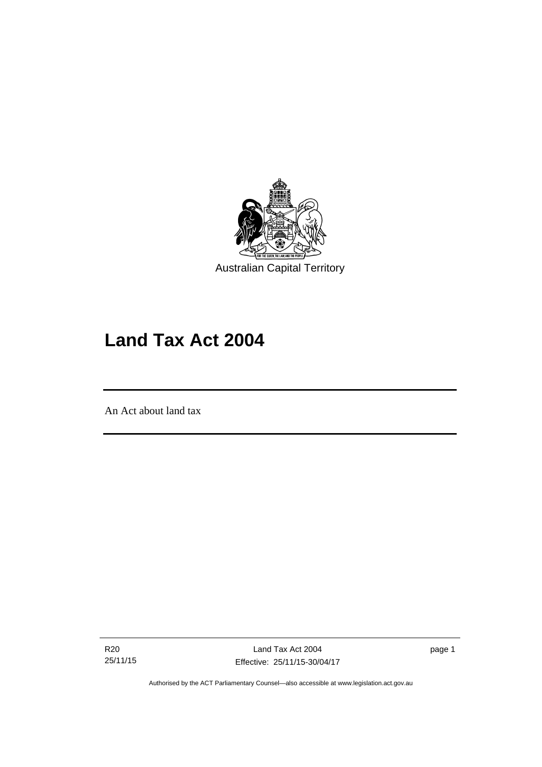Australian Capital Territory

# Land Tax Act 2004

An Act about land tax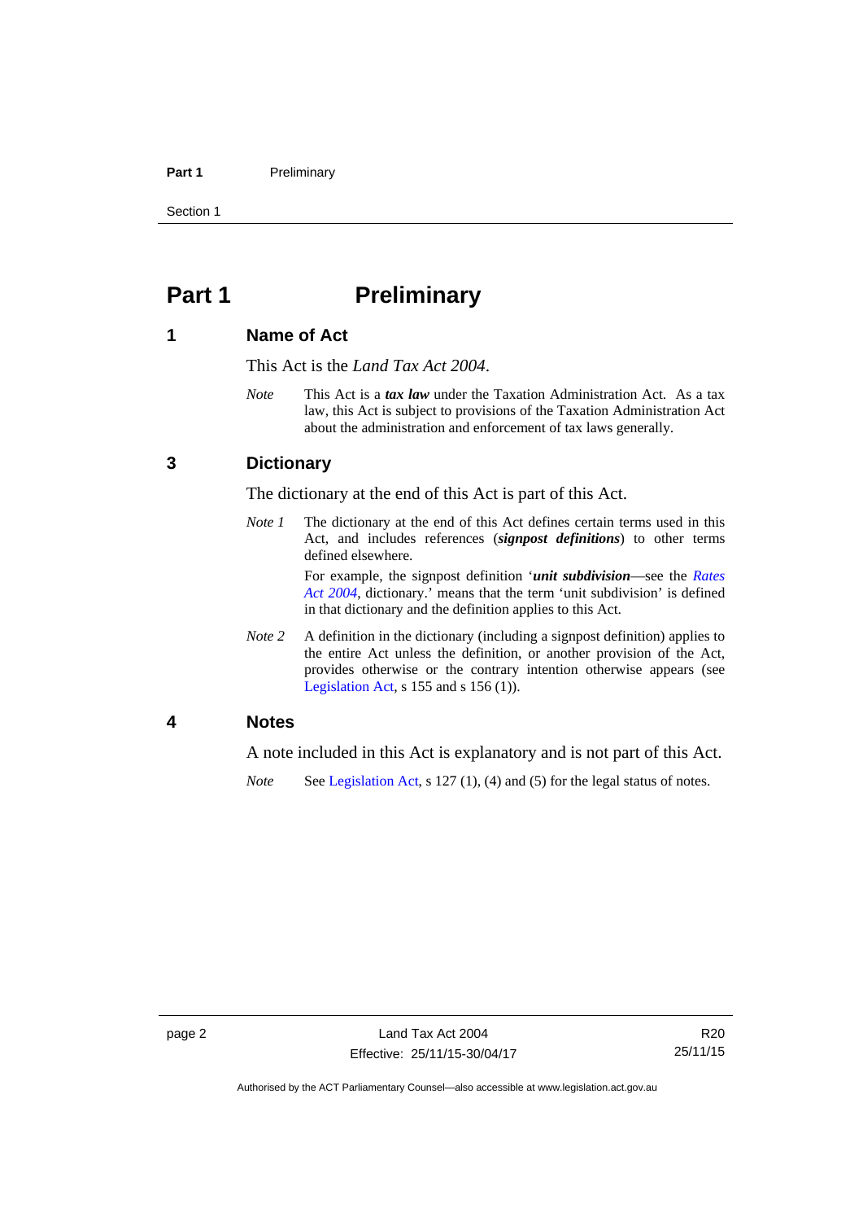# Part 1 Preliminary

## 1 Name of Act

This Act is the *Land Tax Act 2004*.

*Note* This Act is a ***tax law*** under the Taxation Administration Act. As a tax law, this Act is subject to provisions of the Taxation Administration Act about the administration and enforcement of tax laws generally.

## 3 Dictionary

The dictionary at the end of this Act is part of this Act.

*Note 1* The dictionary at the end of this Act defines certain terms used in this Act, and includes references (***signpost definitions***) to other terms defined elsewhere.

For example, the signpost definition '***unit subdivision***—see the *Rates Act 2004*, dictionary.' means that the term 'unit subdivision' is defined in that dictionary and the definition applies to this Act.

*Note 2* A definition in the dictionary (including a signpost definition) applies to the entire Act unless the definition, or another provision of the Act, provides otherwise or the contrary intention otherwise appears (see Legislation Act, s 155 and s 156 (1)).

## 4 Notes

A note included in this Act is explanatory and is not part of this Act.

*Note* See Legislation Act, s 127 (1), (4) and (5) for the legal status of notes.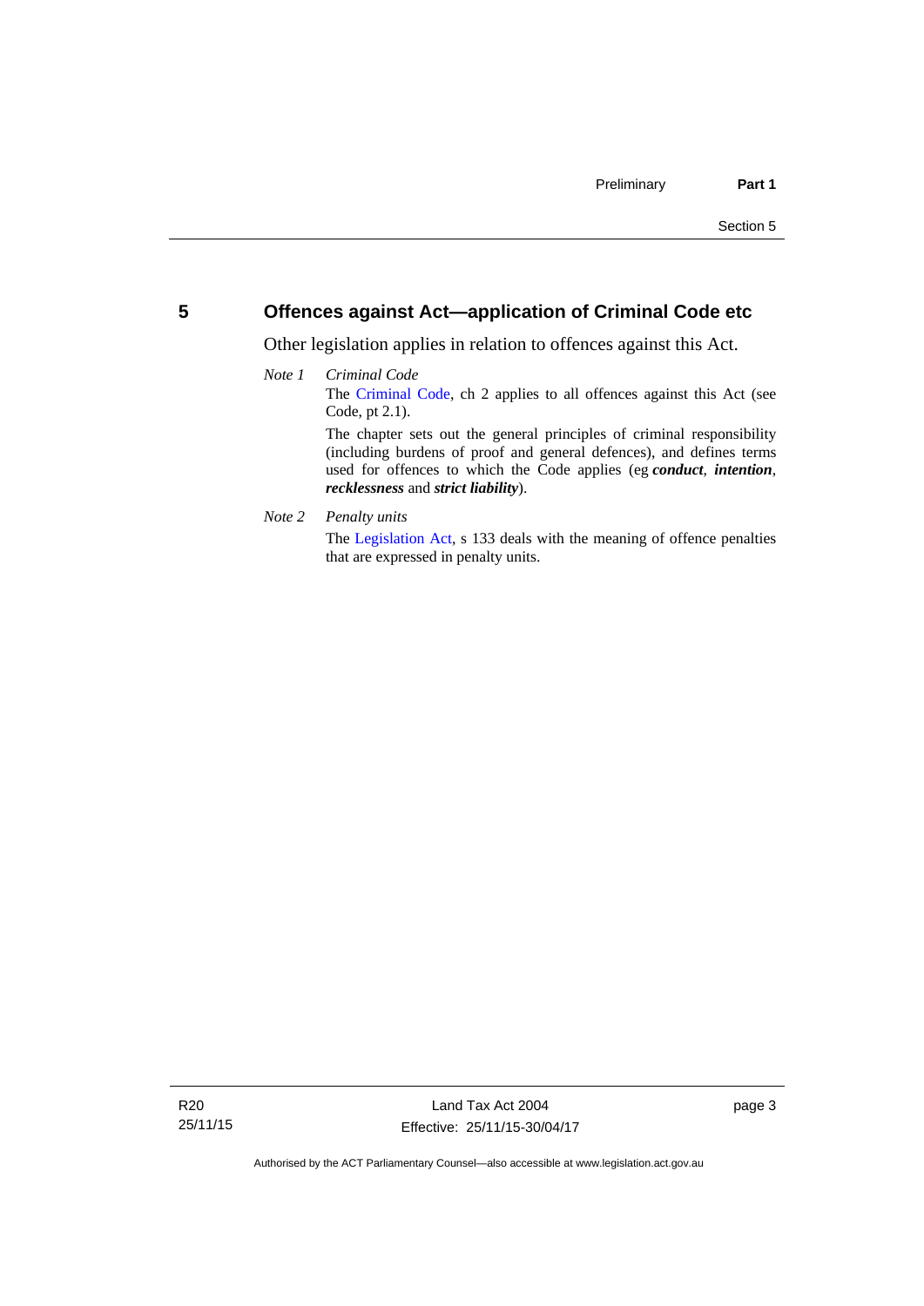## 5 Offences against Act—application of Criminal Code etc

Other legislation applies in relation to offences against this Act.

*Note 1* *Criminal Code*

The Criminal Code, ch 2 applies to all offences against this Act (see Code, pt 2.1).

The chapter sets out the general principles of criminal responsibility (including burdens of proof and general defences), and defines terms used for offences to which the Code applies (eg ***conduct***, ***intention***, ***recklessness*** and ***strict liability***).

*Note 2* *Penalty units*

The Legislation Act, s 133 deals with the meaning of offence penalties that are expressed in penalty units.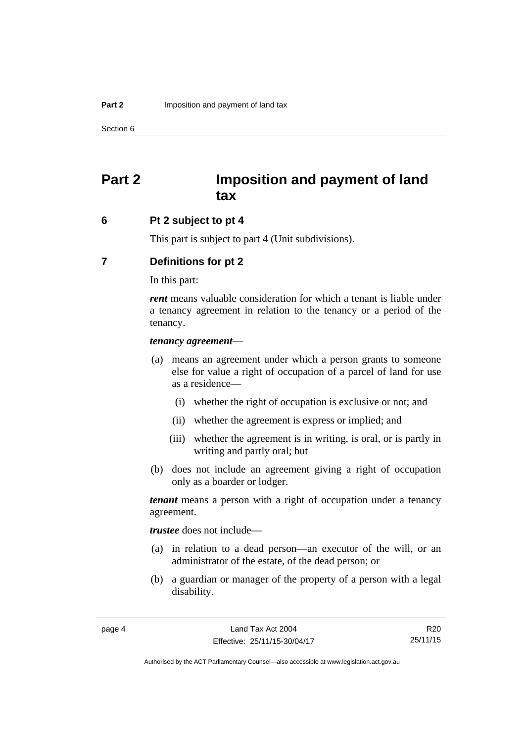# Part 2 Imposition and payment of land tax

## 6 Pt 2 subject to pt 4

This part is subject to part 4 (Unit subdivisions).

## 7 Definitions for pt 2

In this part:

***rent*** means valuable consideration for which a tenant is liable under a tenancy agreement in relation to the tenancy or a period of the tenancy.

***tenancy agreement***—

(a) means an agreement under which a person grants to someone else for value a right of occupation of a parcel of land for use as a residence—

   (i) whether the right of occupation is exclusive or not; and

   (ii) whether the agreement is express or implied; and

   (iii) whether the agreement is in writing, is oral, or is partly in writing and partly oral; but

(b) does not include an agreement giving a right of occupation only as a boarder or lodger.

***tenant*** means a person with a right of occupation under a tenancy agreement.

***trustee*** does not include—

(a) in relation to a dead person—an executor of the will, or an administrator of the estate, of the dead person; or

(b) a guardian or manager of the property of a person with a legal disability.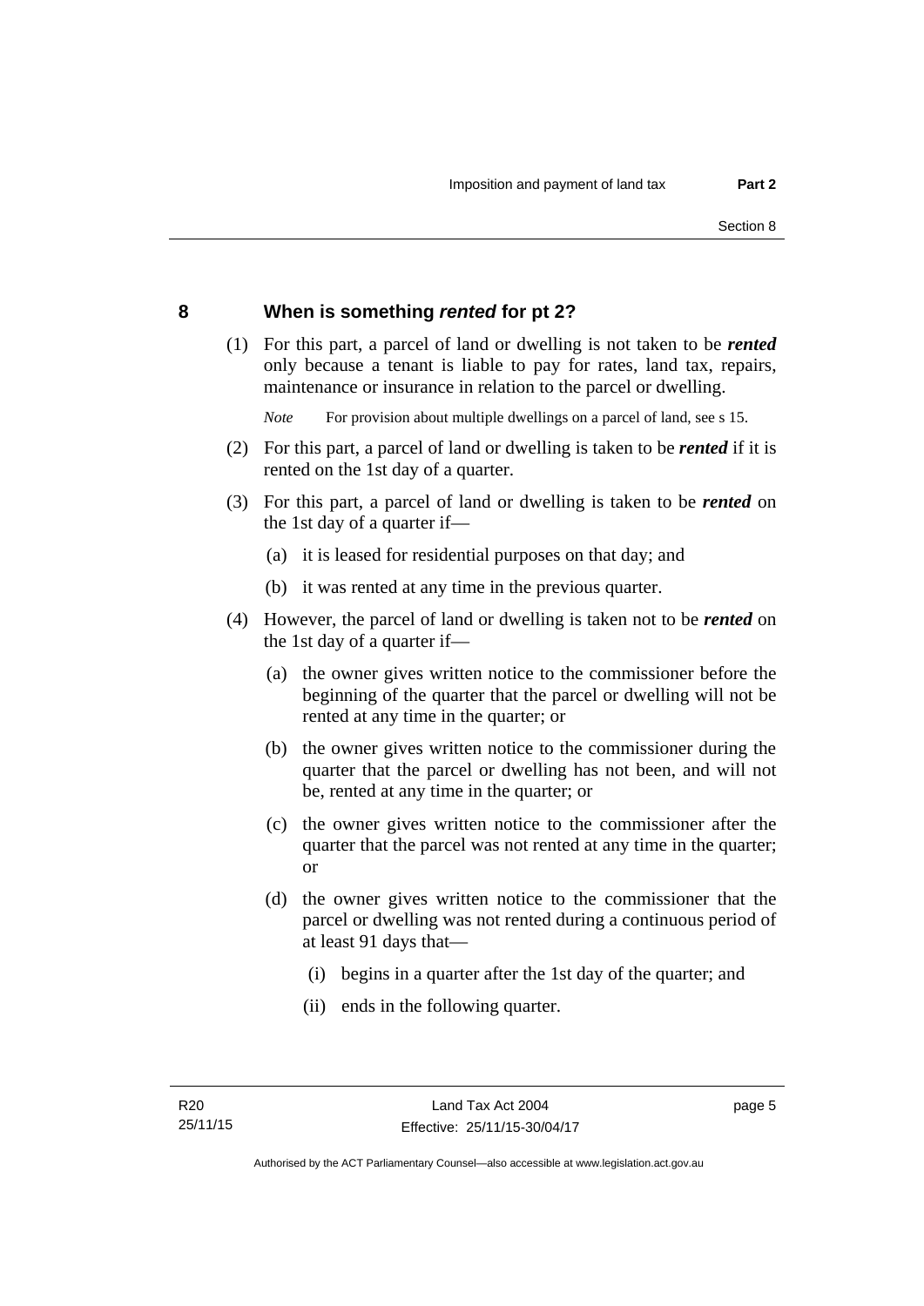## 8 When is something ***rented*** for pt 2?

(1) For this part, a parcel of land or dwelling is not taken to be ***rented*** only because a tenant is liable to pay for rates, land tax, repairs, maintenance or insurance in relation to the parcel or dwelling.

*Note* For provision about multiple dwellings on a parcel of land, see s 15.

(2) For this part, a parcel of land or dwelling is taken to be ***rented*** if it is rented on the 1st day of a quarter.

(3) For this part, a parcel of land or dwelling is taken to be ***rented*** on the 1st day of a quarter if—

(a) it is leased for residential purposes on that day; and

(b) it was rented at any time in the previous quarter.

(4) However, the parcel of land or dwelling is taken not to be ***rented*** on the 1st day of a quarter if—

(a) the owner gives written notice to the commissioner before the beginning of the quarter that the parcel or dwelling will not be rented at any time in the quarter; or

(b) the owner gives written notice to the commissioner during the quarter that the parcel or dwelling has not been, and will not be, rented at any time in the quarter; or

(c) the owner gives written notice to the commissioner after the quarter that the parcel was not rented at any time in the quarter; or

(d) the owner gives written notice to the commissioner that the parcel or dwelling was not rented during a continuous period of at least 91 days that—

(i) begins in a quarter after the 1st day of the quarter; and

(ii) ends in the following quarter.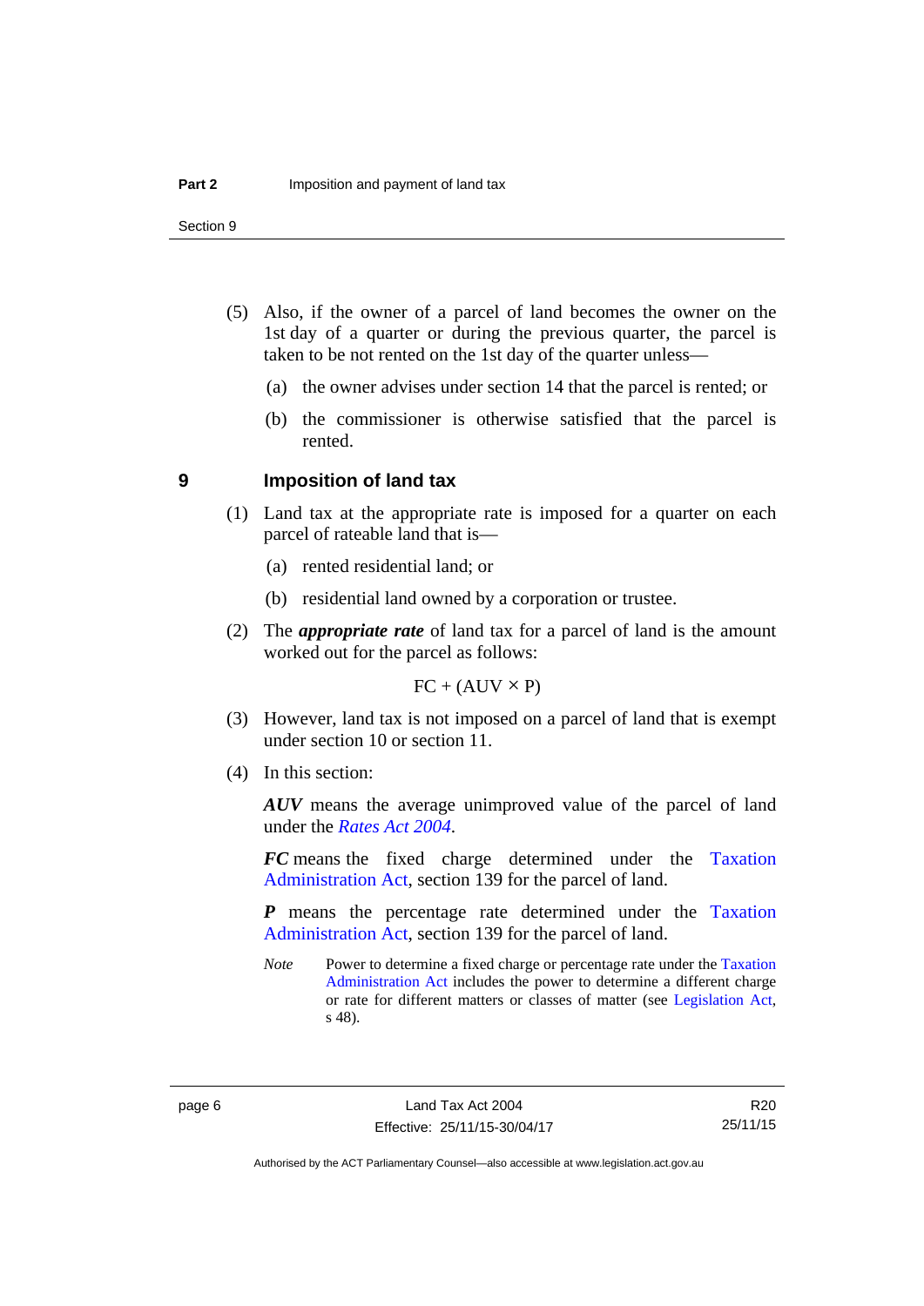(5) Also, if the owner of a parcel of land becomes the owner on the 1st day of a quarter or during the previous quarter, the parcel is taken to be not rented on the 1st day of the quarter unless—

(a) the owner advises under section 14 that the parcel is rented; or

(b) the commissioner is otherwise satisfied that the parcel is rented.

## 9 Imposition of land tax

(1) Land tax at the appropriate rate is imposed for a quarter on each parcel of rateable land that is—

(a) rented residential land; or

(b) residential land owned by a corporation or trustee.

(2) The ***appropriate rate*** of land tax for a parcel of land is the amount worked out for the parcel as follows:

$$FC + (AUV \times P)$$

(3) However, land tax is not imposed on a parcel of land that is exempt under section 10 or section 11.

(4) In this section:

***AUV*** means the average unimproved value of the parcel of land under the *Rates Act 2004*.

***FC*** means the fixed charge determined under the Taxation Administration Act, section 139 for the parcel of land.

***P*** means the percentage rate determined under the Taxation Administration Act, section 139 for the parcel of land.

*Note* Power to determine a fixed charge or percentage rate under the Taxation Administration Act includes the power to determine a different charge or rate for different matters or classes of matter (see Legislation Act, s 48).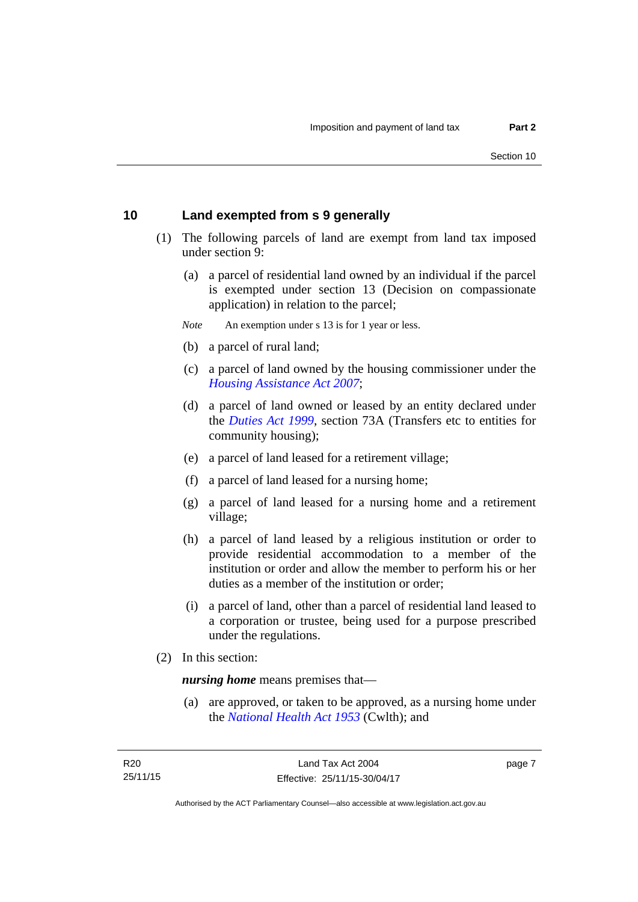## 10 Land exempted from s 9 generally

(1) The following parcels of land are exempt from land tax imposed under section 9:

(a) a parcel of residential land owned by an individual if the parcel is exempted under section 13 (Decision on compassionate application) in relation to the parcel;

*Note* An exemption under s 13 is for 1 year or less.

(b) a parcel of rural land;

(c) a parcel of land owned by the housing commissioner under the *Housing Assistance Act 2007*;

(d) a parcel of land owned or leased by an entity declared under the *Duties Act 1999*, section 73A (Transfers etc to entities for community housing);

(e) a parcel of land leased for a retirement village;

(f) a parcel of land leased for a nursing home;

(g) a parcel of land leased for a nursing home and a retirement village;

(h) a parcel of land leased by a religious institution or order to provide residential accommodation to a member of the institution or order and allow the member to perform his or her duties as a member of the institution or order;

(i) a parcel of land, other than a parcel of residential land leased to a corporation or trustee, being used for a purpose prescribed under the regulations.

(2) In this section:

***nursing home*** means premises that—

(a) are approved, or taken to be approved, as a nursing home under the *National Health Act 1953* (Cwlth); and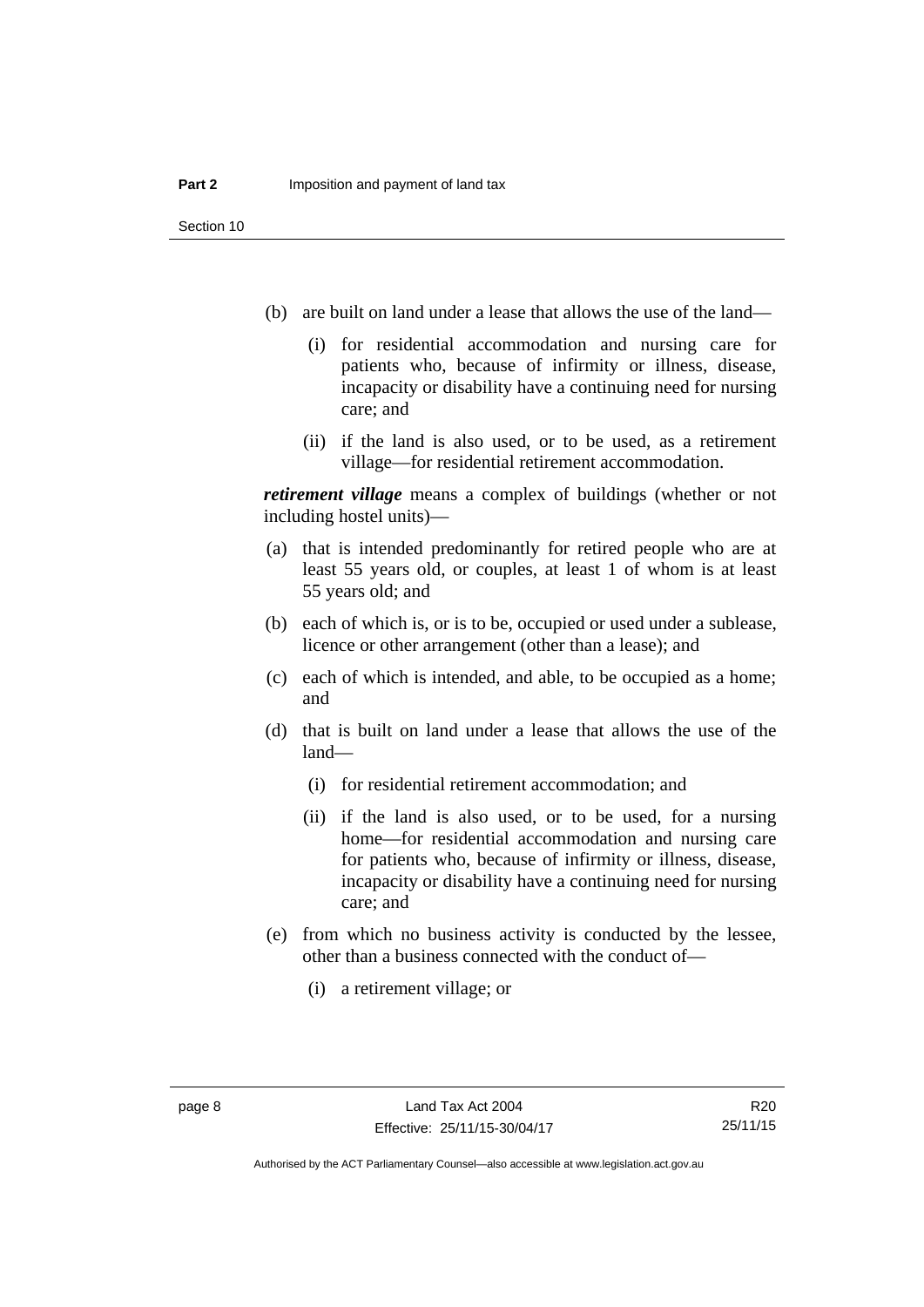(b) are built on land under a lease that allows the use of the land—

  (i) for residential accommodation and nursing care for patients who, because of infirmity or illness, disease, incapacity or disability have a continuing need for nursing care; and

  (ii) if the land is also used, or to be used, as a retirement village—for residential retirement accommodation.

***retirement village*** means a complex of buildings (whether or not including hostel units)—

(a) that is intended predominantly for retired people who are at least 55 years old, or couples, at least 1 of whom is at least 55 years old; and

(b) each of which is, or is to be, occupied or used under a sublease, licence or other arrangement (other than a lease); and

(c) each of which is intended, and able, to be occupied as a home; and

(d) that is built on land under a lease that allows the use of the land—

  (i) for residential retirement accommodation; and

  (ii) if the land is also used, or to be used, for a nursing home—for residential accommodation and nursing care for patients who, because of infirmity or illness, disease, incapacity or disability have a continuing need for nursing care; and

(e) from which no business activity is conducted by the lessee, other than a business connected with the conduct of—

  (i) a retirement village; or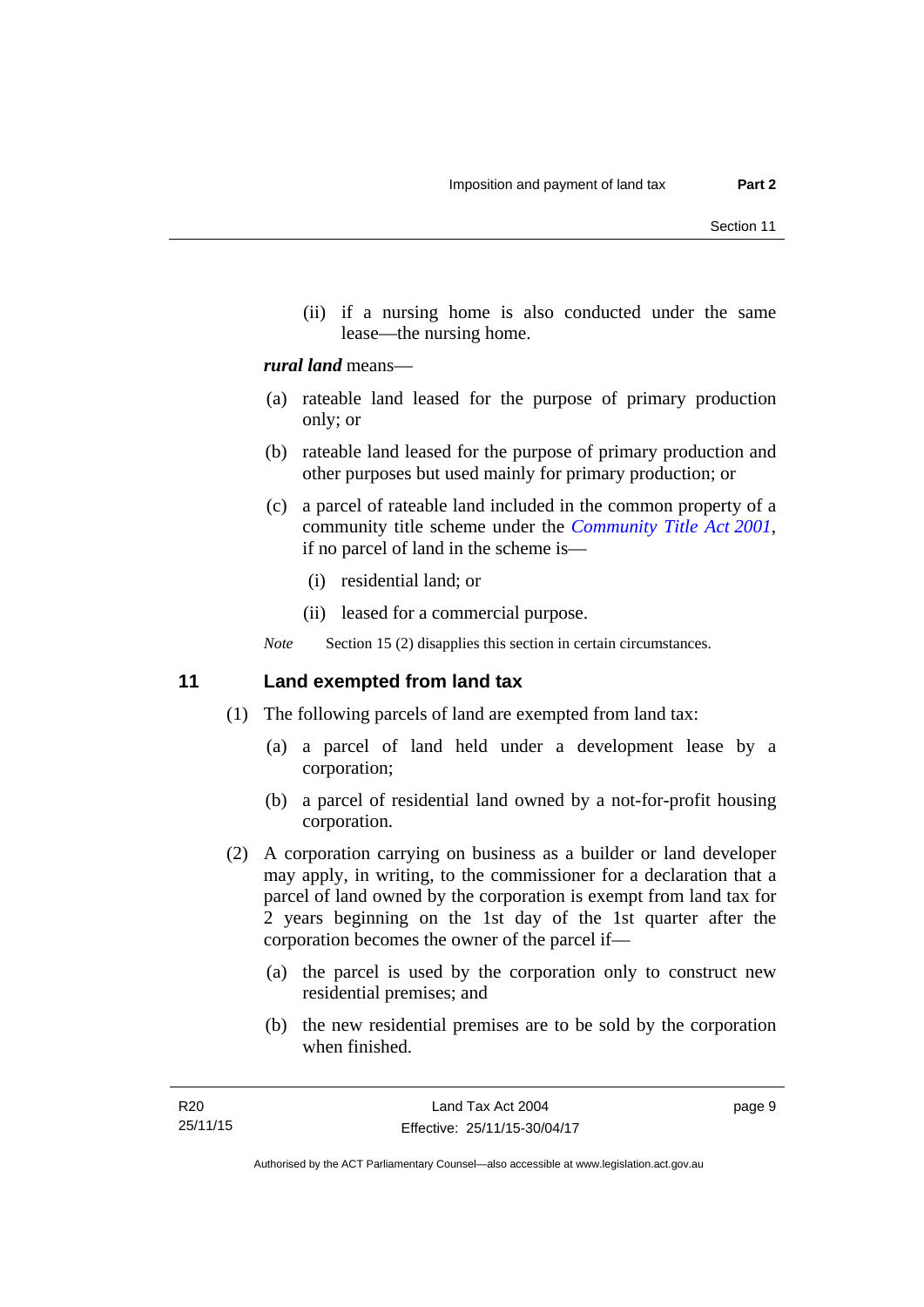(ii) if a nursing home is also conducted under the same lease—the nursing home.

***rural land*** means—

(a) rateable land leased for the purpose of primary production only; or

(b) rateable land leased for the purpose of primary production and other purposes but used mainly for primary production; or

(c) a parcel of rateable land included in the common property of a community title scheme under the *Community Title Act 2001*, if no parcel of land in the scheme is—

(i) residential land; or

(ii) leased for a commercial purpose.

*Note* Section 15 (2) disapplies this section in certain circumstances.

## 11 Land exempted from land tax

(1) The following parcels of land are exempted from land tax:

(a) a parcel of land held under a development lease by a corporation;

(b) a parcel of residential land owned by a not-for-profit housing corporation.

(2) A corporation carrying on business as a builder or land developer may apply, in writing, to the commissioner for a declaration that a parcel of land owned by the corporation is exempt from land tax for 2 years beginning on the 1st day of the 1st quarter after the corporation becomes the owner of the parcel if—

(a) the parcel is used by the corporation only to construct new residential premises; and

(b) the new residential premises are to be sold by the corporation when finished.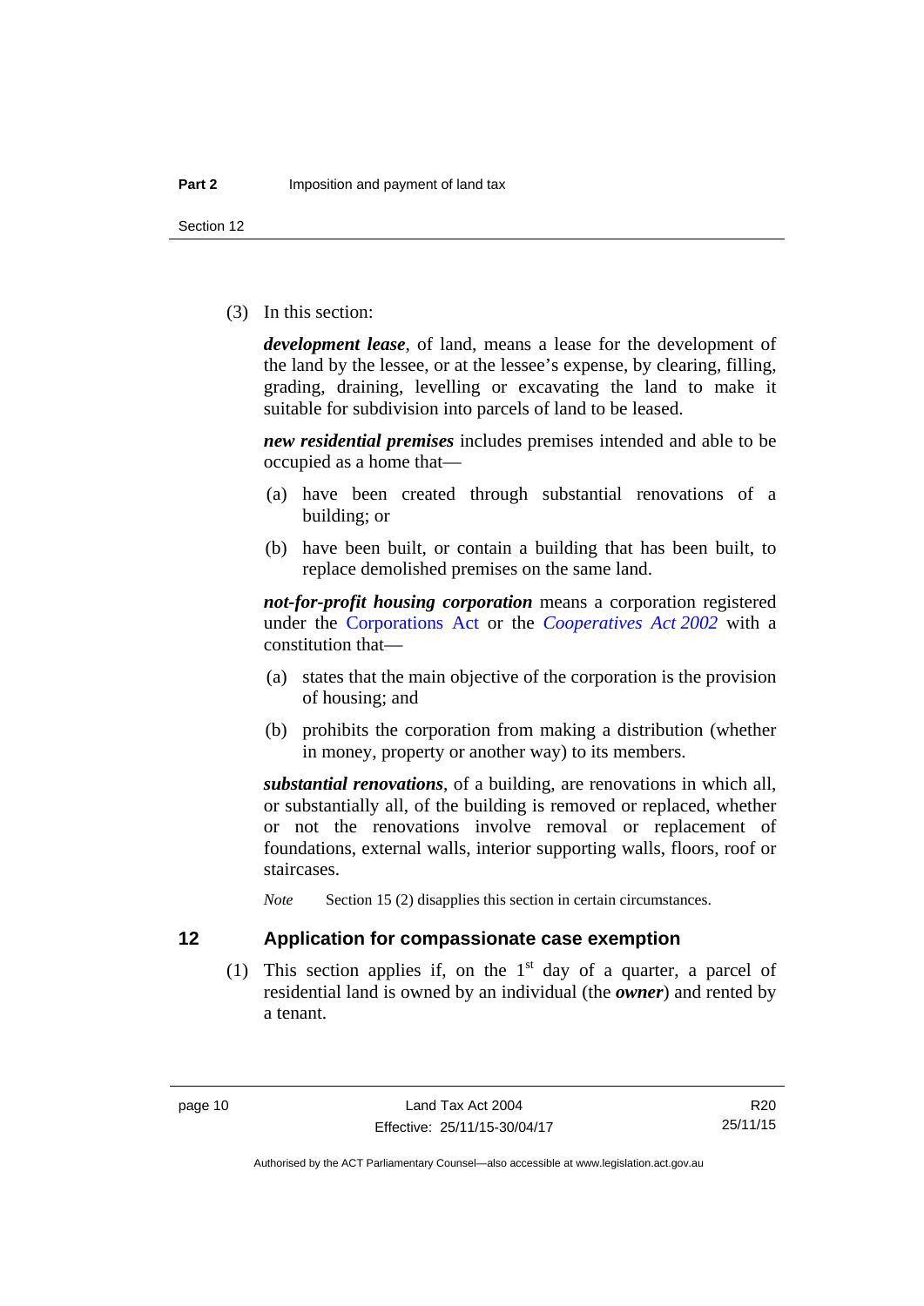(3) In this section:

***development lease***, of land, means a lease for the development of the land by the lessee, or at the lessee's expense, by clearing, filling, grading, draining, levelling or excavating the land to make it suitable for subdivision into parcels of land to be leased.

***new residential premises*** includes premises intended and able to be occupied as a home that—

(a) have been created through substantial renovations of a building; or

(b) have been built, or contain a building that has been built, to replace demolished premises on the same land.

***not-for-profit housing corporation*** means a corporation registered under the Corporations Act or the *Cooperatives Act 2002* with a constitution that—

(a) states that the main objective of the corporation is the provision of housing; and

(b) prohibits the corporation from making a distribution (whether in money, property or another way) to its members.

***substantial renovations***, of a building, are renovations in which all, or substantially all, of the building is removed or replaced, whether or not the renovations involve removal or replacement of foundations, external walls, interior supporting walls, floors, roof or staircases.

*Note* Section 15 (2) disapplies this section in certain circumstances.

## 12 Application for compassionate case exemption

(1) This section applies if, on the 1st day of a quarter, a parcel of residential land is owned by an individual (the ***owner***) and rented by a tenant.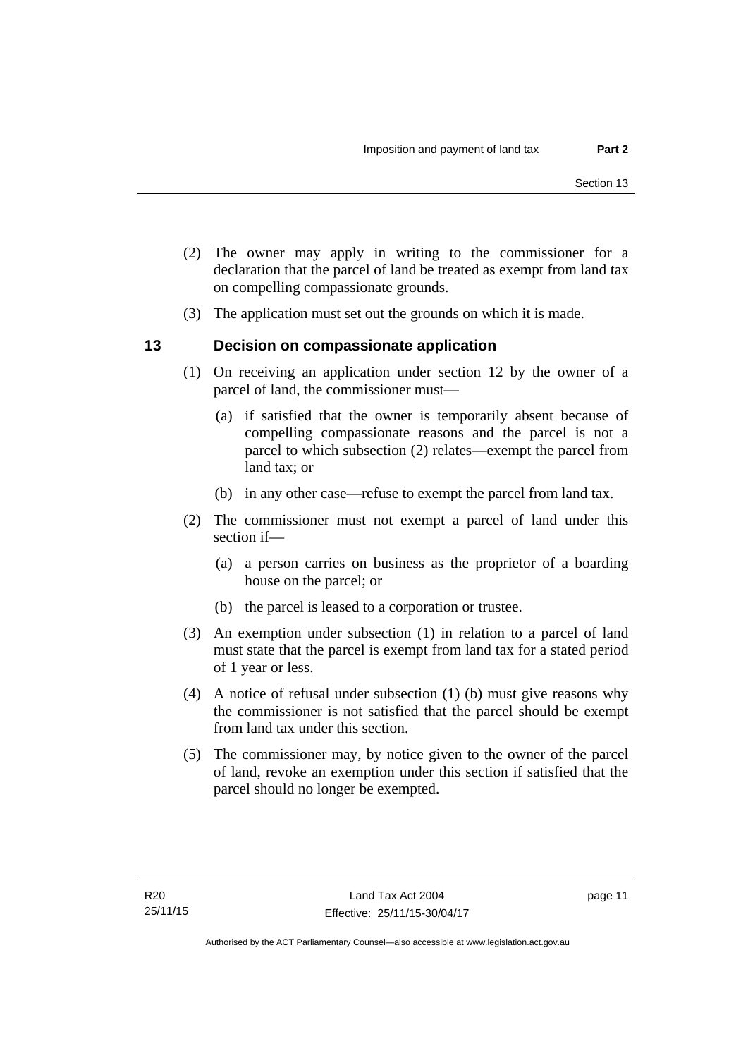(2) The owner may apply in writing to the commissioner for a declaration that the parcel of land be treated as exempt from land tax on compelling compassionate grounds.

(3) The application must set out the grounds on which it is made.

## 13 Decision on compassionate application

(1) On receiving an application under section 12 by the owner of a parcel of land, the commissioner must—

(a) if satisfied that the owner is temporarily absent because of compelling compassionate reasons and the parcel is not a parcel to which subsection (2) relates—exempt the parcel from land tax; or

(b) in any other case—refuse to exempt the parcel from land tax.

(2) The commissioner must not exempt a parcel of land under this section if—

(a) a person carries on business as the proprietor of a boarding house on the parcel; or

(b) the parcel is leased to a corporation or trustee.

(3) An exemption under subsection (1) in relation to a parcel of land must state that the parcel is exempt from land tax for a stated period of 1 year or less.

(4) A notice of refusal under subsection (1) (b) must give reasons why the commissioner is not satisfied that the parcel should be exempt from land tax under this section.

(5) The commissioner may, by notice given to the owner of the parcel of land, revoke an exemption under this section if satisfied that the parcel should no longer be exempted.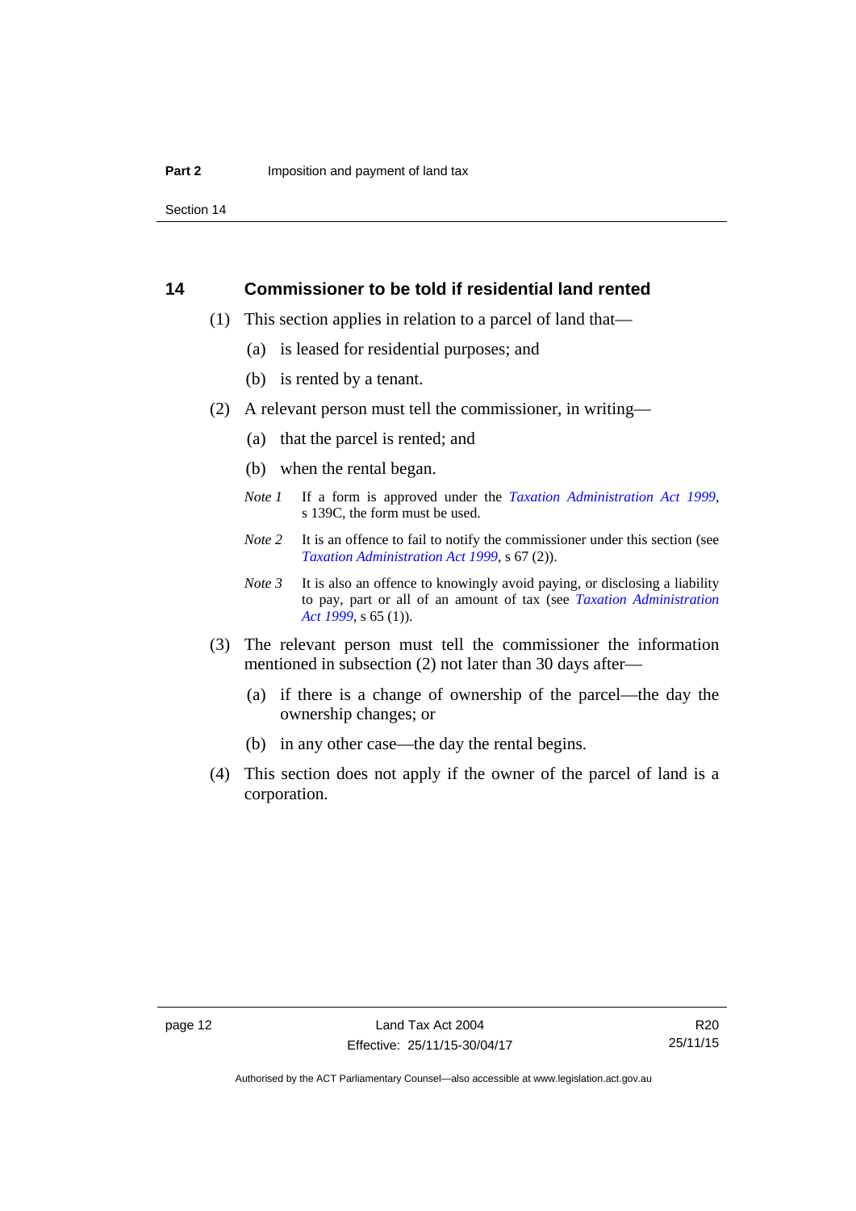## 14 Commissioner to be told if residential land rented

(1) This section applies in relation to a parcel of land that—

(a) is leased for residential purposes; and

(b) is rented by a tenant.

(2) A relevant person must tell the commissioner, in writing—

(a) that the parcel is rented; and

(b) when the rental began.

*Note 1* If a form is approved under the *Taxation Administration Act 1999*, s 139C, the form must be used.

*Note 2* It is an offence to fail to notify the commissioner under this section (see *Taxation Administration Act 1999*, s 67 (2)).

*Note 3* It is also an offence to knowingly avoid paying, or disclosing a liability to pay, part or all of an amount of tax (see *Taxation Administration Act 1999*, s 65 (1)).

(3) The relevant person must tell the commissioner the information mentioned in subsection (2) not later than 30 days after—

(a) if there is a change of ownership of the parcel—the day the ownership changes; or

(b) in any other case—the day the rental begins.

(4) This section does not apply if the owner of the parcel of land is a corporation.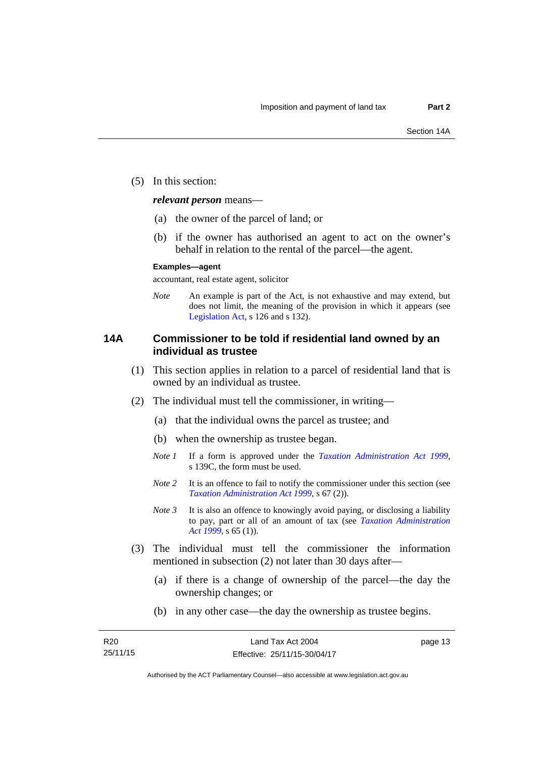(5) In this section:

***relevant person*** means—

(a) the owner of the parcel of land; or

(b) if the owner has authorised an agent to act on the owner's behalf in relation to the rental of the parcel—the agent.

**Examples—agent**

accountant, real estate agent, solicitor

*Note* An example is part of the Act, is not exhaustive and may extend, but does not limit, the meaning of the provision in which it appears (see Legislation Act, s 126 and s 132).

### 14A Commissioner to be told if residential land owned by an individual as trustee

(1) This section applies in relation to a parcel of residential land that is owned by an individual as trustee.

(2) The individual must tell the commissioner, in writing—

(a) that the individual owns the parcel as trustee; and

(b) when the ownership as trustee began.

*Note 1* If a form is approved under the *Taxation Administration Act 1999*, s 139C, the form must be used.

*Note 2* It is an offence to fail to notify the commissioner under this section (see *Taxation Administration Act 1999*, s 67 (2)).

*Note 3* It is also an offence to knowingly avoid paying, or disclosing a liability to pay, part or all of an amount of tax (see *Taxation Administration Act 1999*, s 65 (1)).

(3) The individual must tell the commissioner the information mentioned in subsection (2) not later than 30 days after—

(a) if there is a change of ownership of the parcel—the day the ownership changes; or

(b) in any other case—the day the ownership as trustee begins.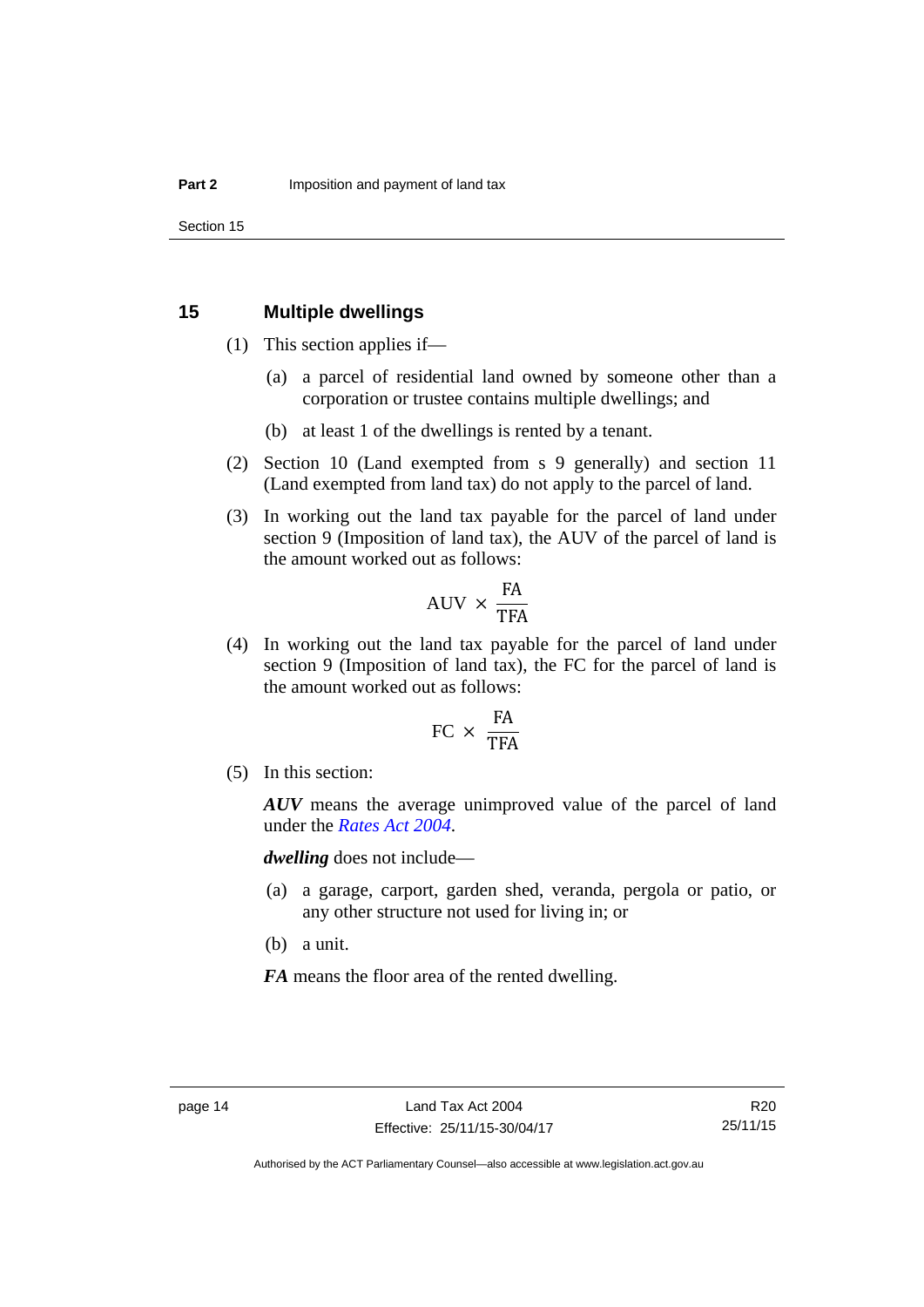## 15 Multiple dwellings

(1) This section applies if—

(a) a parcel of residential land owned by someone other than a corporation or trustee contains multiple dwellings; and

(b) at least 1 of the dwellings is rented by a tenant.

(2) Section 10 (Land exempted from s 9 generally) and section 11 (Land exempted from land tax) do not apply to the parcel of land.

(3) In working out the land tax payable for the parcel of land under section 9 (Imposition of land tax), the AUV of the parcel of land is the amount worked out as follows:

$$\text{AUV} \times \frac{\text{FA}}{\text{TFA}}$$

(4) In working out the land tax payable for the parcel of land under section 9 (Imposition of land tax), the FC for the parcel of land is the amount worked out as follows:

$$\text{FC} \times \frac{\text{FA}}{\text{TFA}}$$

(5) In this section:

***AUV*** means the average unimproved value of the parcel of land under the *Rates Act 2004*.

***dwelling*** does not include—

(a) a garage, carport, garden shed, veranda, pergola or patio, or any other structure not used for living in; or

(b) a unit.

***FA*** means the floor area of the rented dwelling.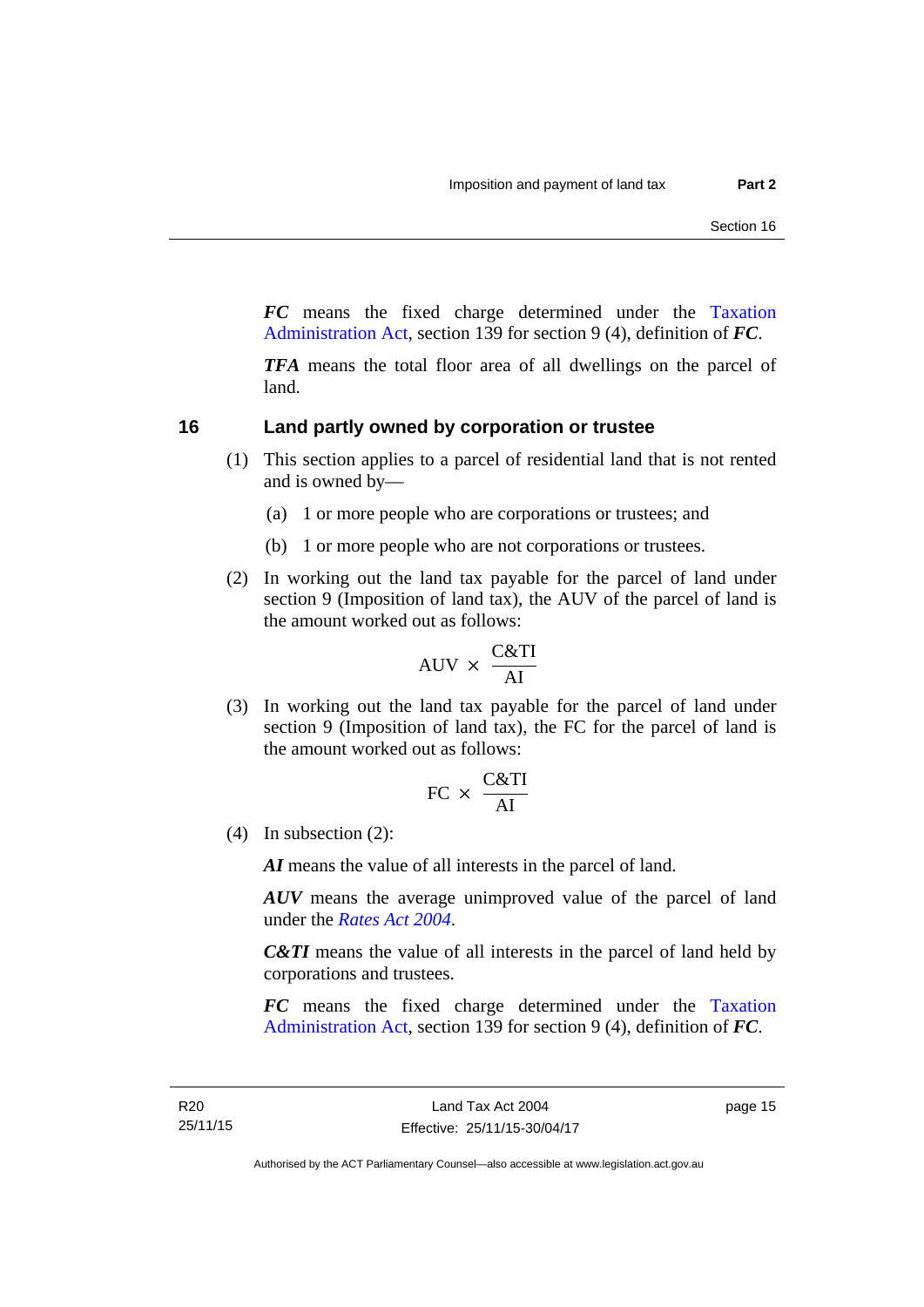***FC*** means the fixed charge determined under the Taxation Administration Act, section 139 for section 9 (4), definition of ***FC***.

***TFA*** means the total floor area of all dwellings on the parcel of land.

## 16 Land partly owned by corporation or trustee

(1) This section applies to a parcel of residential land that is not rented and is owned by—

(a) 1 or more people who are corporations or trustees; and

(b) 1 or more people who are not corporations or trustees.

(2) In working out the land tax payable for the parcel of land under section 9 (Imposition of land tax), the AUV of the parcel of land is the amount worked out as follows:

$$\text{AUV} \times \frac{\text{C\&TI}}{\text{AI}}$$

(3) In working out the land tax payable for the parcel of land under section 9 (Imposition of land tax), the FC for the parcel of land is the amount worked out as follows:

$$\text{FC} \times \frac{\text{C\&TI}}{\text{AI}}$$

(4) In subsection (2):

***AI*** means the value of all interests in the parcel of land.

***AUV*** means the average unimproved value of the parcel of land under the *Rates Act 2004*.

***C&TI*** means the value of all interests in the parcel of land held by corporations and trustees.

***FC*** means the fixed charge determined under the Taxation Administration Act, section 139 for section 9 (4), definition of ***FC***.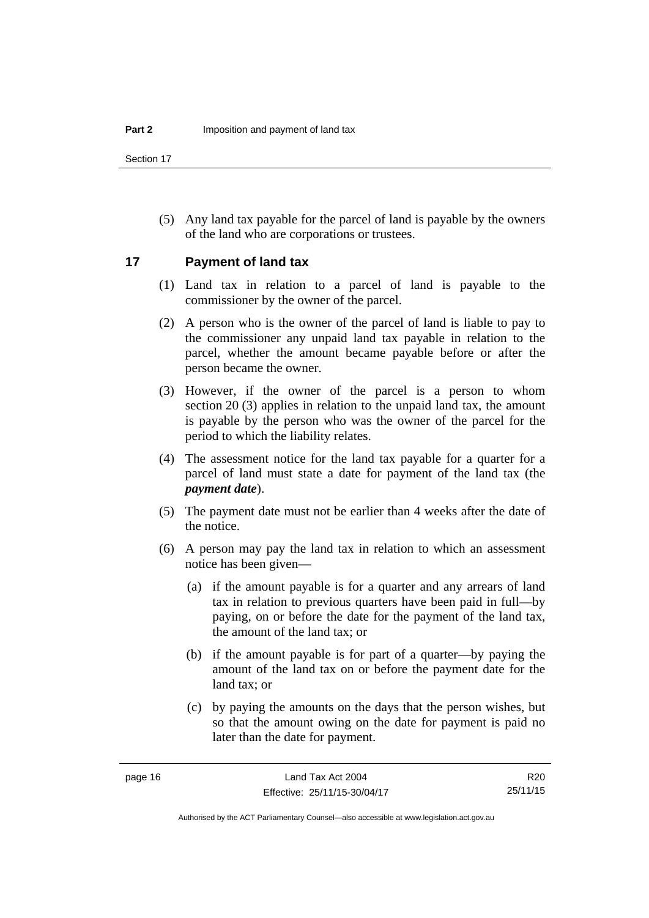(5) Any land tax payable for the parcel of land is payable by the owners of the land who are corporations or trustees.

## 17 Payment of land tax

(1) Land tax in relation to a parcel of land is payable to the commissioner by the owner of the parcel.

(2) A person who is the owner of the parcel of land is liable to pay to the commissioner any unpaid land tax payable in relation to the parcel, whether the amount became payable before or after the person became the owner.

(3) However, if the owner of the parcel is a person to whom section 20 (3) applies in relation to the unpaid land tax, the amount is payable by the person who was the owner of the parcel for the period to which the liability relates.

(4) The assessment notice for the land tax payable for a quarter for a parcel of land must state a date for payment of the land tax (the ***payment date***).

(5) The payment date must not be earlier than 4 weeks after the date of the notice.

(6) A person may pay the land tax in relation to which an assessment notice has been given—

(a) if the amount payable is for a quarter and any arrears of land tax in relation to previous quarters have been paid in full—by paying, on or before the date for the payment of the land tax, the amount of the land tax; or

(b) if the amount payable is for part of a quarter—by paying the amount of the land tax on or before the payment date for the land tax; or

(c) by paying the amounts on the days that the person wishes, but so that the amount owing on the date for payment is paid no later than the date for payment.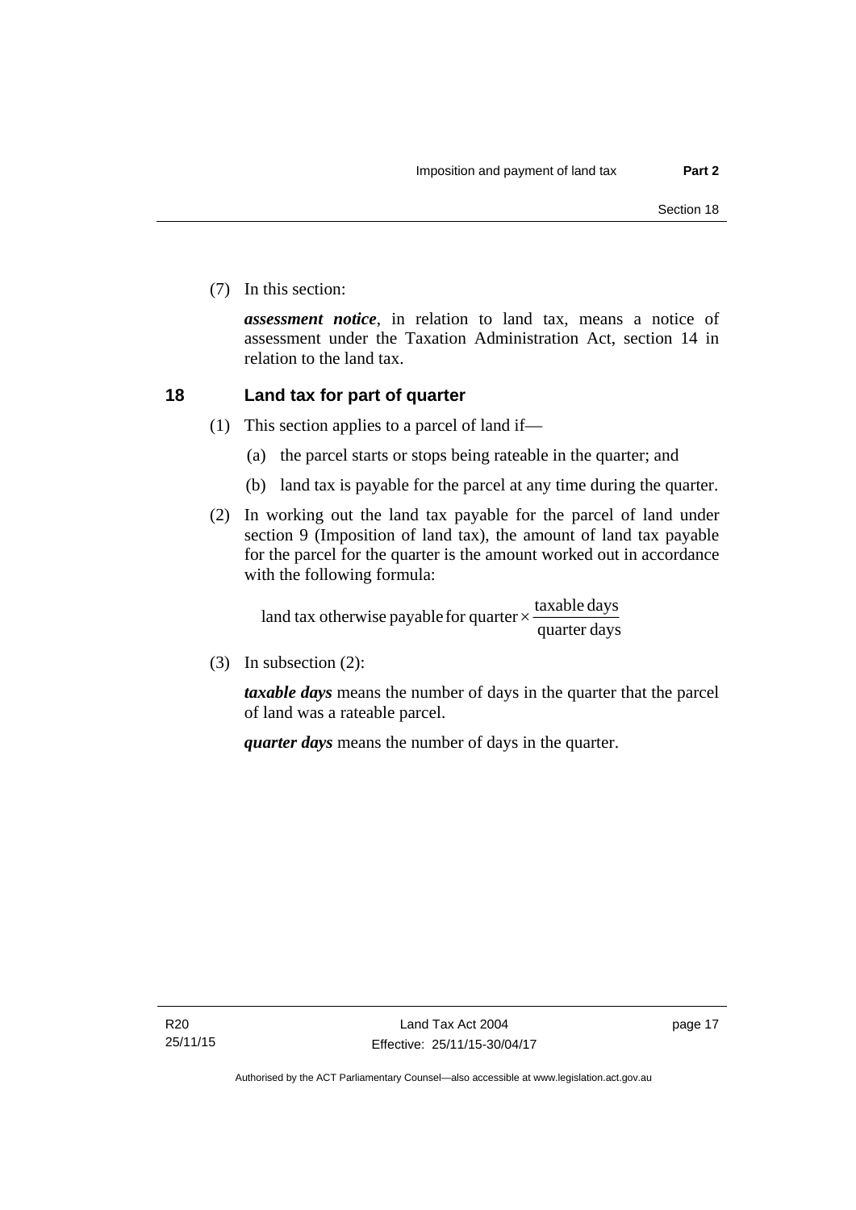(7) In this section:

***assessment notice***, in relation to land tax, means a notice of assessment under the Taxation Administration Act, section 14 in relation to the land tax.

## 18 Land tax for part of quarter

(1) This section applies to a parcel of land if—

(a) the parcel starts or stops being rateable in the quarter; and

(b) land tax is payable for the parcel at any time during the quarter.

(2) In working out the land tax payable for the parcel of land under section 9 (Imposition of land tax), the amount of land tax payable for the parcel for the quarter is the amount worked out in accordance with the following formula:

$$\text{land tax otherwise payable for quarter} \times \frac{\text{taxable days}}{\text{quarter days}}$$

(3) In subsection (2):

***taxable days*** means the number of days in the quarter that the parcel of land was a rateable parcel.

***quarter days*** means the number of days in the quarter.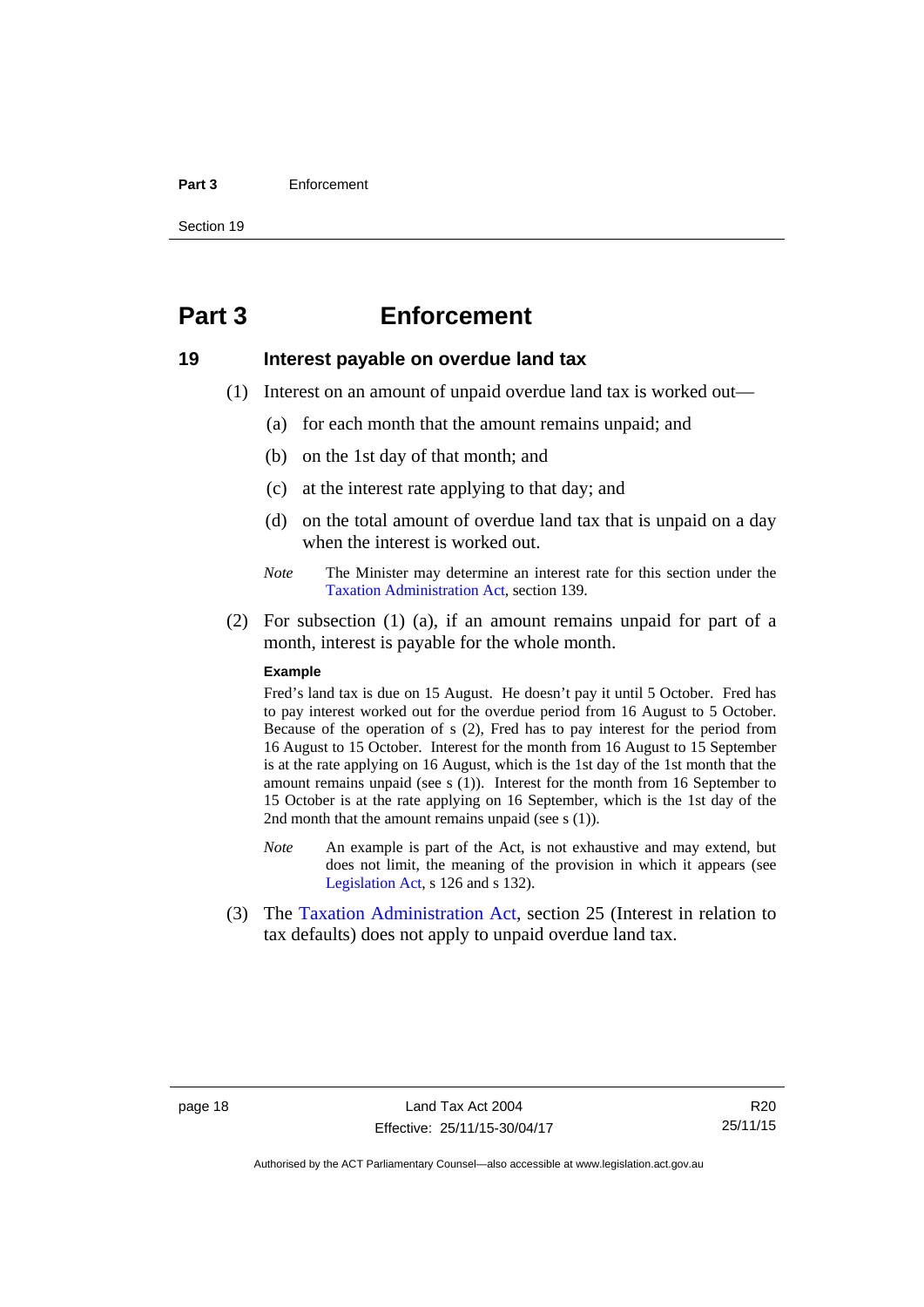# Part 3 Enforcement

## 19 Interest payable on overdue land tax

(1) Interest on an amount of unpaid overdue land tax is worked out—

(a) for each month that the amount remains unpaid; and

(b) on the 1st day of that month; and

(c) at the interest rate applying to that day; and

(d) on the total amount of overdue land tax that is unpaid on a day when the interest is worked out.

*Note* The Minister may determine an interest rate for this section under the Taxation Administration Act, section 139.

(2) For subsection (1) (a), if an amount remains unpaid for part of a month, interest is payable for the whole month.

**Example**

Fred's land tax is due on 15 August. He doesn't pay it until 5 October. Fred has to pay interest worked out for the overdue period from 16 August to 5 October. Because of the operation of s (2), Fred has to pay interest for the period from 16 August to 15 October. Interest for the month from 16 August to 15 September is at the rate applying on 16 August, which is the 1st day of the 1st month that the amount remains unpaid (see s (1)). Interest for the month from 16 September to 15 October is at the rate applying on 16 September, which is the 1st day of the 2nd month that the amount remains unpaid (see s (1)).

*Note* An example is part of the Act, is not exhaustive and may extend, but does not limit, the meaning of the provision in which it appears (see Legislation Act, s 126 and s 132).

(3) The Taxation Administration Act, section 25 (Interest in relation to tax defaults) does not apply to unpaid overdue land tax.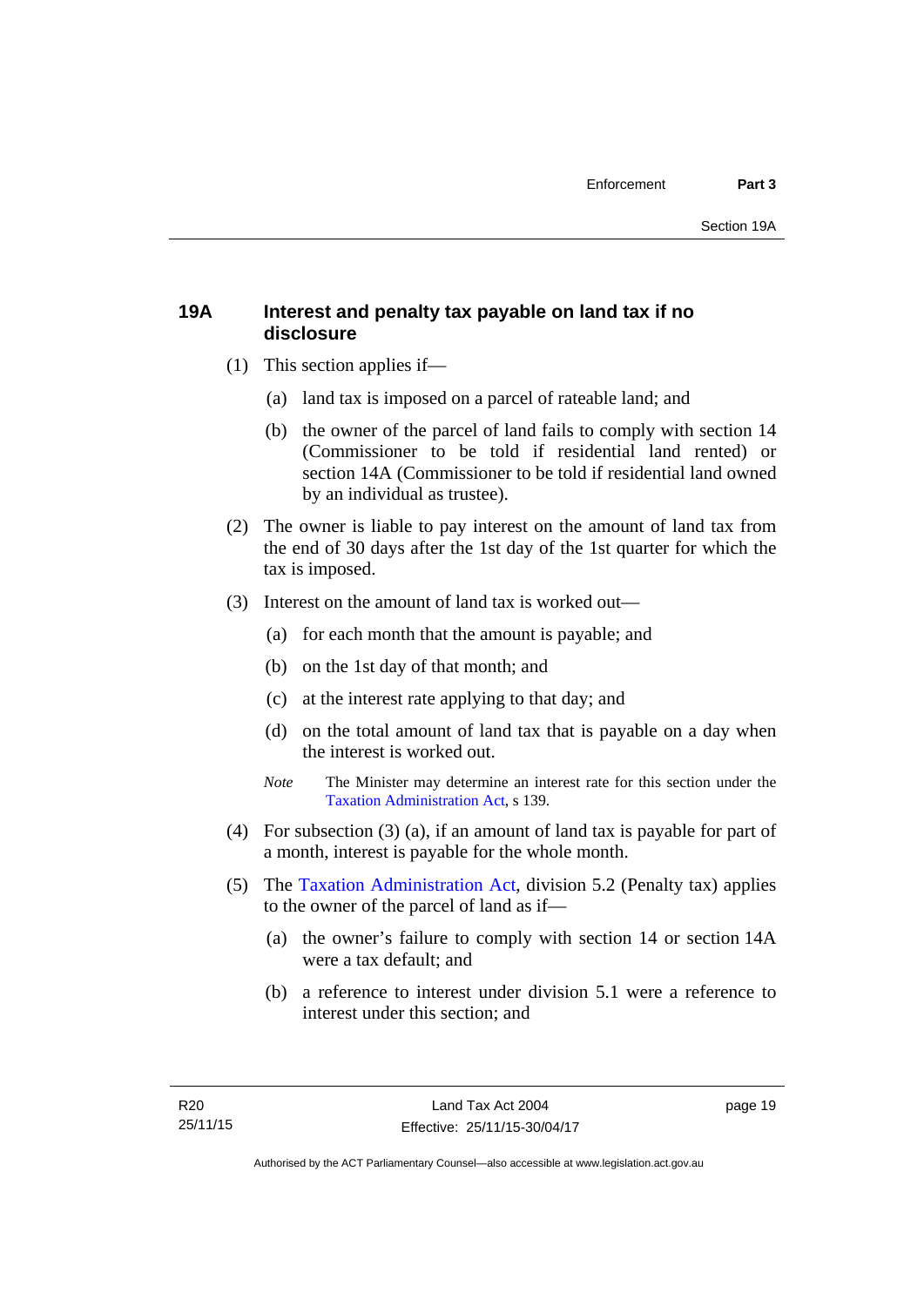## 19A Interest and penalty tax payable on land tax if no disclosure

(1) This section applies if—

(a) land tax is imposed on a parcel of rateable land; and

(b) the owner of the parcel of land fails to comply with section 14 (Commissioner to be told if residential land rented) or section 14A (Commissioner to be told if residential land owned by an individual as trustee).

(2) The owner is liable to pay interest on the amount of land tax from the end of 30 days after the 1st day of the 1st quarter for which the tax is imposed.

(3) Interest on the amount of land tax is worked out—

(a) for each month that the amount is payable; and

(b) on the 1st day of that month; and

(c) at the interest rate applying to that day; and

(d) on the total amount of land tax that is payable on a day when the interest is worked out.

*Note* The Minister may determine an interest rate for this section under the Taxation Administration Act, s 139.

(4) For subsection (3) (a), if an amount of land tax is payable for part of a month, interest is payable for the whole month.

(5) The Taxation Administration Act, division 5.2 (Penalty tax) applies to the owner of the parcel of land as if—

(a) the owner's failure to comply with section 14 or section 14A were a tax default; and

(b) a reference to interest under division 5.1 were a reference to interest under this section; and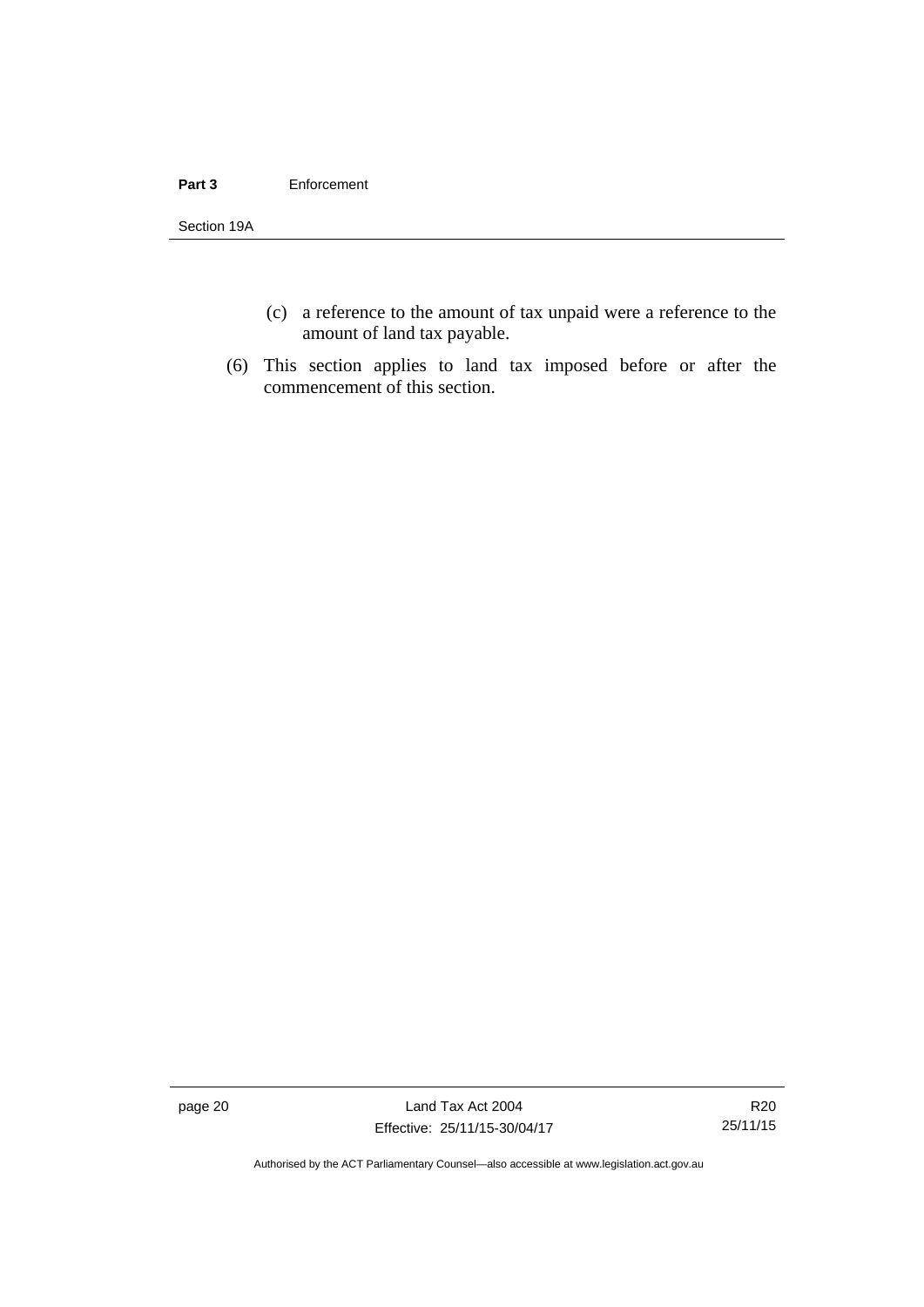(c) a reference to the amount of tax unpaid were a reference to the amount of land tax payable.

(6) This section applies to land tax imposed before or after the commencement of this section.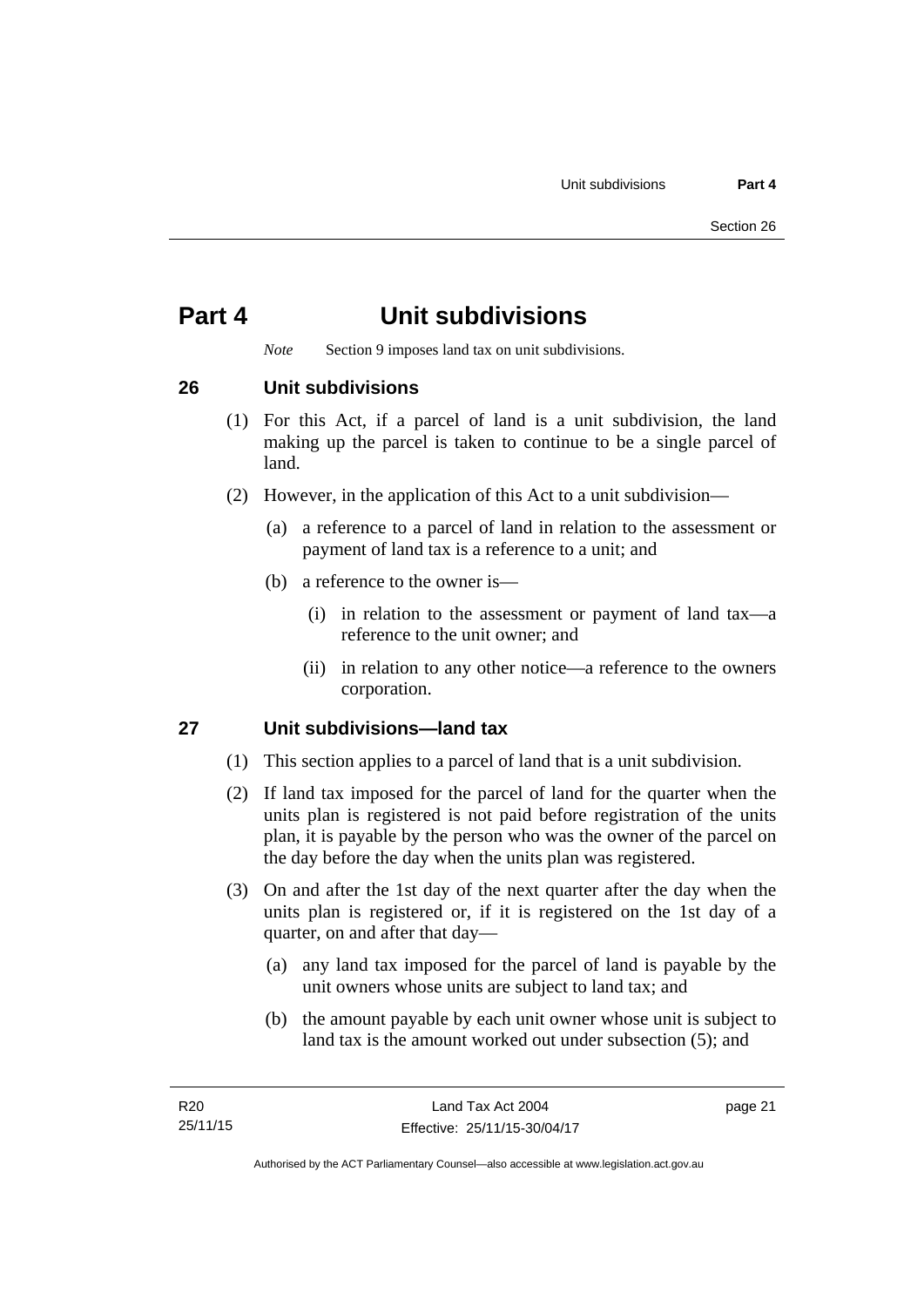# Part 4 Unit subdivisions

*Note* Section 9 imposes land tax on unit subdivisions.

## 26 Unit subdivisions

(1) For this Act, if a parcel of land is a unit subdivision, the land making up the parcel is taken to continue to be a single parcel of land.

(2) However, in the application of this Act to a unit subdivision—

(a) a reference to a parcel of land in relation to the assessment or payment of land tax is a reference to a unit; and

(b) a reference to the owner is—

(i) in relation to the assessment or payment of land tax—a reference to the unit owner; and

(ii) in relation to any other notice—a reference to the owners corporation.

## 27 Unit subdivisions—land tax

(1) This section applies to a parcel of land that is a unit subdivision.

(2) If land tax imposed for the parcel of land for the quarter when the units plan is registered is not paid before registration of the units plan, it is payable by the person who was the owner of the parcel on the day before the day when the units plan was registered.

(3) On and after the 1st day of the next quarter after the day when the units plan is registered or, if it is registered on the 1st day of a quarter, on and after that day—

(a) any land tax imposed for the parcel of land is payable by the unit owners whose units are subject to land tax; and

(b) the amount payable by each unit owner whose unit is subject to land tax is the amount worked out under subsection (5); and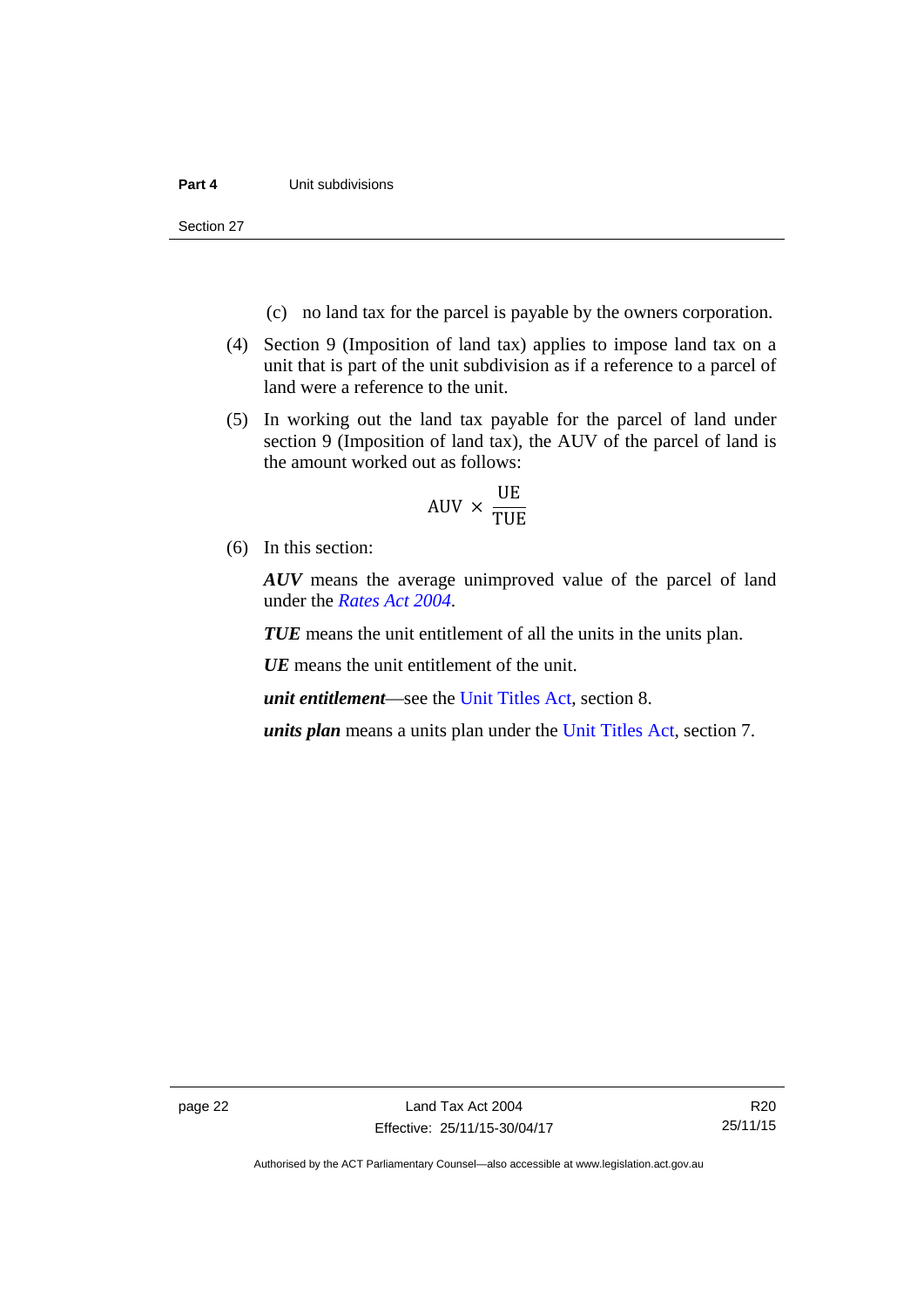(c) no land tax for the parcel is payable by the owners corporation.

(4) Section 9 (Imposition of land tax) applies to impose land tax on a unit that is part of the unit subdivision as if a reference to a parcel of land were a reference to the unit.

(5) In working out the land tax payable for the parcel of land under section 9 (Imposition of land tax), the AUV of the parcel of land is the amount worked out as follows:

$$\text{AUV} \times \frac{\text{UE}}{\text{TUE}}$$

(6) In this section:

***AUV*** means the average unimproved value of the parcel of land under the *Rates Act 2004*.

***TUE*** means the unit entitlement of all the units in the units plan.

***UE*** means the unit entitlement of the unit.

***unit entitlement***—see the Unit Titles Act, section 8.

***units plan*** means a units plan under the Unit Titles Act, section 7.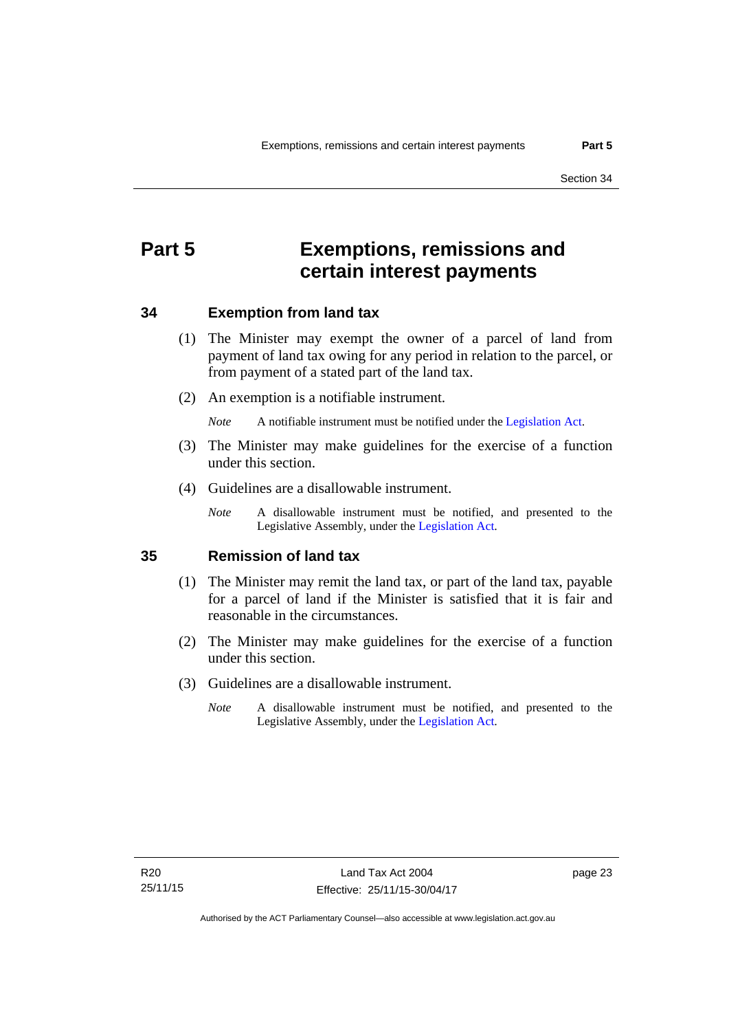# Part 5 Exemptions, remissions and certain interest payments

## 34 Exemption from land tax

(1) The Minister may exempt the owner of a parcel of land from payment of land tax owing for any period in relation to the parcel, or from payment of a stated part of the land tax.

(2) An exemption is a notifiable instrument.

*Note* A notifiable instrument must be notified under the Legislation Act.

(3) The Minister may make guidelines for the exercise of a function under this section.

(4) Guidelines are a disallowable instrument.

*Note* A disallowable instrument must be notified, and presented to the Legislative Assembly, under the Legislation Act.

## 35 Remission of land tax

(1) The Minister may remit the land tax, or part of the land tax, payable for a parcel of land if the Minister is satisfied that it is fair and reasonable in the circumstances.

(2) The Minister may make guidelines for the exercise of a function under this section.

(3) Guidelines are a disallowable instrument.

*Note* A disallowable instrument must be notified, and presented to the Legislative Assembly, under the Legislation Act.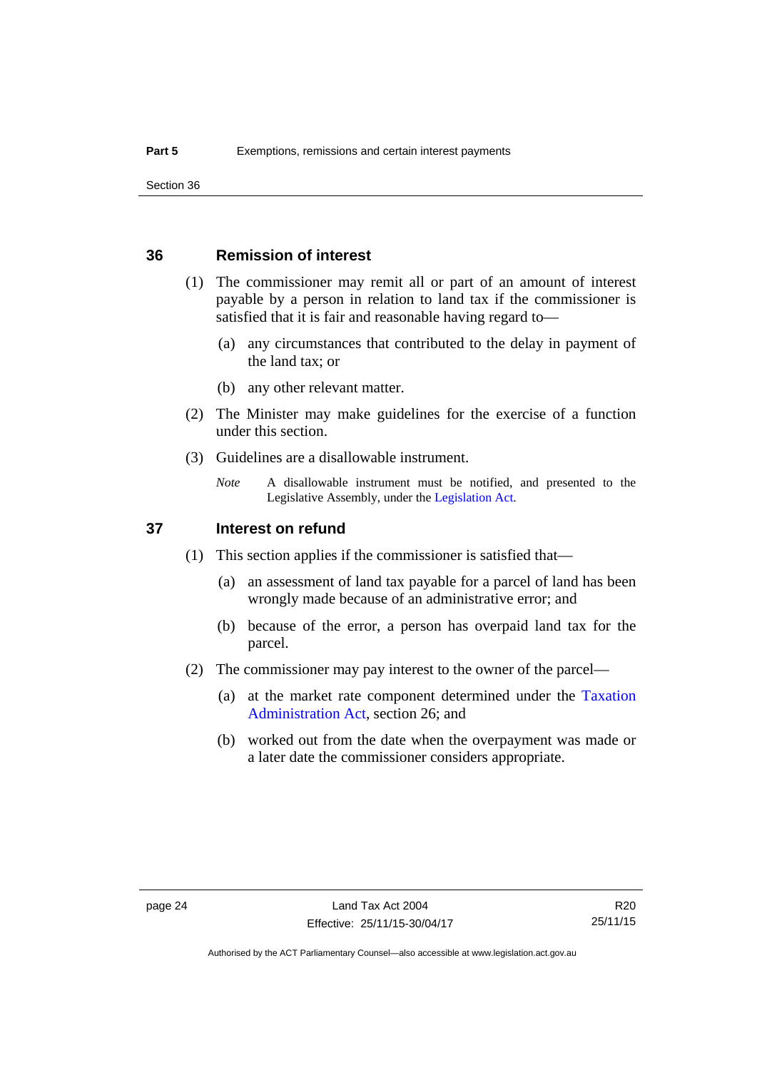## 36 Remission of interest

(1) The commissioner may remit all or part of an amount of interest payable by a person in relation to land tax if the commissioner is satisfied that it is fair and reasonable having regard to—

(a) any circumstances that contributed to the delay in payment of the land tax; or

(b) any other relevant matter.

(2) The Minister may make guidelines for the exercise of a function under this section.

(3) Guidelines are a disallowable instrument.

*Note* A disallowable instrument must be notified, and presented to the Legislative Assembly, under the Legislation Act.

## 37 Interest on refund

(1) This section applies if the commissioner is satisfied that—

(a) an assessment of land tax payable for a parcel of land has been wrongly made because of an administrative error; and

(b) because of the error, a person has overpaid land tax for the parcel.

(2) The commissioner may pay interest to the owner of the parcel—

(a) at the market rate component determined under the Taxation Administration Act, section 26; and

(b) worked out from the date when the overpayment was made or a later date the commissioner considers appropriate.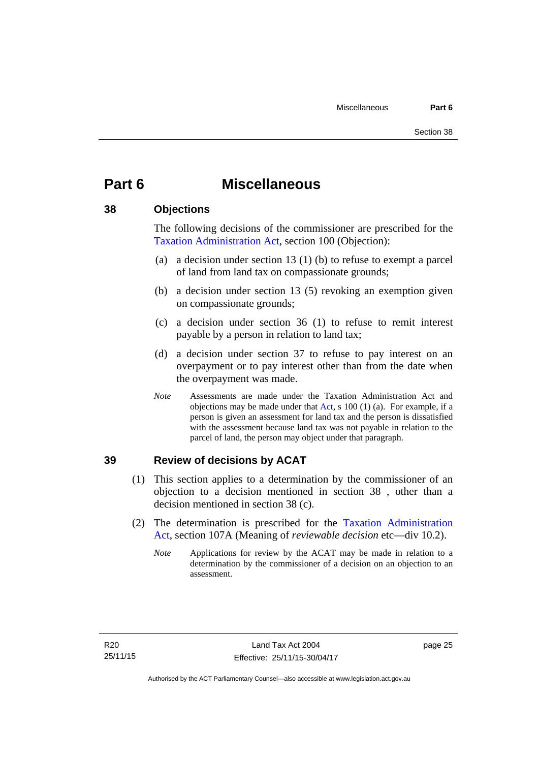# Part 6 Miscellaneous

## 38 Objections

The following decisions of the commissioner are prescribed for the Taxation Administration Act, section 100 (Objection):

(a) a decision under section 13 (1) (b) to refuse to exempt a parcel of land from land tax on compassionate grounds;

(b) a decision under section 13 (5) revoking an exemption given on compassionate grounds;

(c) a decision under section 36 (1) to refuse to remit interest payable by a person in relation to land tax;

(d) a decision under section 37 to refuse to pay interest on an overpayment or to pay interest other than from the date when the overpayment was made.

*Note* Assessments are made under the Taxation Administration Act and objections may be made under that Act, s 100 (1) (a). For example, if a person is given an assessment for land tax and the person is dissatisfied with the assessment because land tax was not payable in relation to the parcel of land, the person may object under that paragraph.

## 39 Review of decisions by ACAT

(1) This section applies to a determination by the commissioner of an objection to a decision mentioned in section 38 , other than a decision mentioned in section 38 (c).

(2) The determination is prescribed for the Taxation Administration Act, section 107A (Meaning of *reviewable decision* etc—div 10.2).

*Note* Applications for review by the ACAT may be made in relation to a determination by the commissioner of a decision on an objection to an assessment.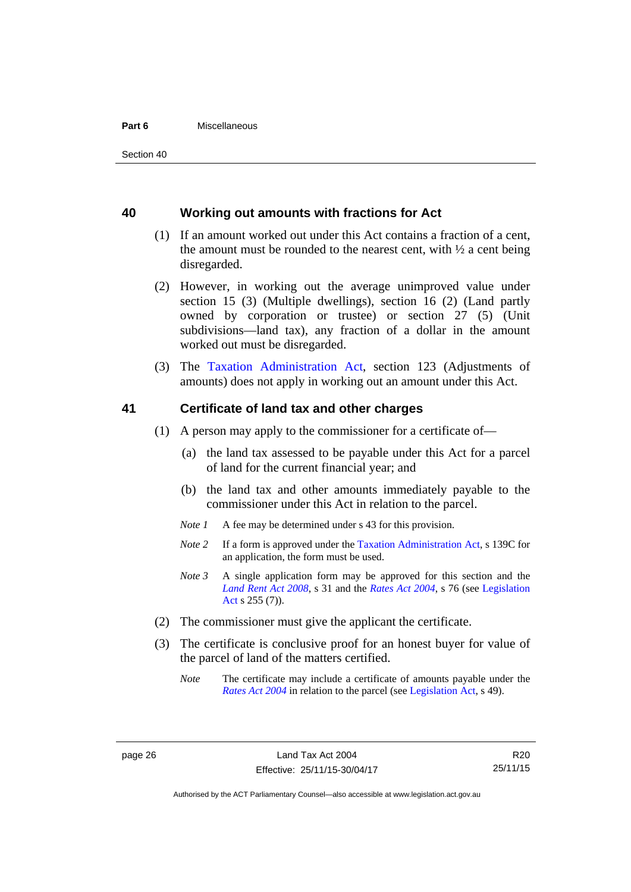## 40 Working out amounts with fractions for Act

(1) If an amount worked out under this Act contains a fraction of a cent, the amount must be rounded to the nearest cent, with ½ a cent being disregarded.

(2) However, in working out the average unimproved value under section 15 (3) (Multiple dwellings), section 16 (2) (Land partly owned by corporation or trustee) or section 27 (5) (Unit subdivisions—land tax), any fraction of a dollar in the amount worked out must be disregarded.

(3) The Taxation Administration Act, section 123 (Adjustments of amounts) does not apply in working out an amount under this Act.

## 41 Certificate of land tax and other charges

(1) A person may apply to the commissioner for a certificate of—

(a) the land tax assessed to be payable under this Act for a parcel of land for the current financial year; and

(b) the land tax and other amounts immediately payable to the commissioner under this Act in relation to the parcel.

*Note 1* A fee may be determined under s 43 for this provision.

*Note 2* If a form is approved under the Taxation Administration Act, s 139C for an application, the form must be used.

*Note 3* A single application form may be approved for this section and the *Land Rent Act 2008*, s 31 and the *Rates Act 2004*, s 76 (see Legislation Act s 255 (7)).

(2) The commissioner must give the applicant the certificate.

(3) The certificate is conclusive proof for an honest buyer for value of the parcel of land of the matters certified.

*Note* The certificate may include a certificate of amounts payable under the *Rates Act 2004* in relation to the parcel (see Legislation Act, s 49).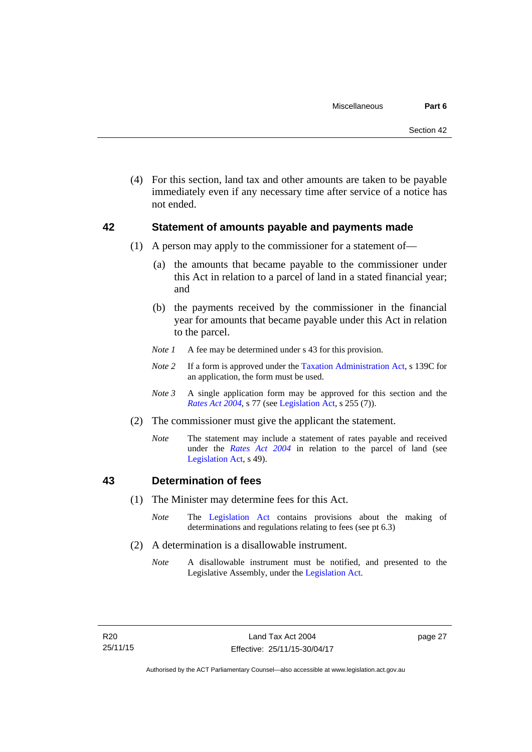(4) For this section, land tax and other amounts are taken to be payable immediately even if any necessary time after service of a notice has not ended.

## 42 Statement of amounts payable and payments made

(1) A person may apply to the commissioner for a statement of—

(a) the amounts that became payable to the commissioner under this Act in relation to a parcel of land in a stated financial year; and

(b) the payments received by the commissioner in the financial year for amounts that became payable under this Act in relation to the parcel.

*Note 1* A fee may be determined under s 43 for this provision.

*Note 2* If a form is approved under the Taxation Administration Act, s 139C for an application, the form must be used.

*Note 3* A single application form may be approved for this section and the *Rates Act 2004*, s 77 (see Legislation Act, s 255 (7)).

(2) The commissioner must give the applicant the statement.

*Note* The statement may include a statement of rates payable and received under the *Rates Act 2004* in relation to the parcel of land (see Legislation Act, s 49).

## 43 Determination of fees

(1) The Minister may determine fees for this Act.

*Note* The Legislation Act contains provisions about the making of determinations and regulations relating to fees (see pt 6.3)

(2) A determination is a disallowable instrument.

*Note* A disallowable instrument must be notified, and presented to the Legislative Assembly, under the Legislation Act.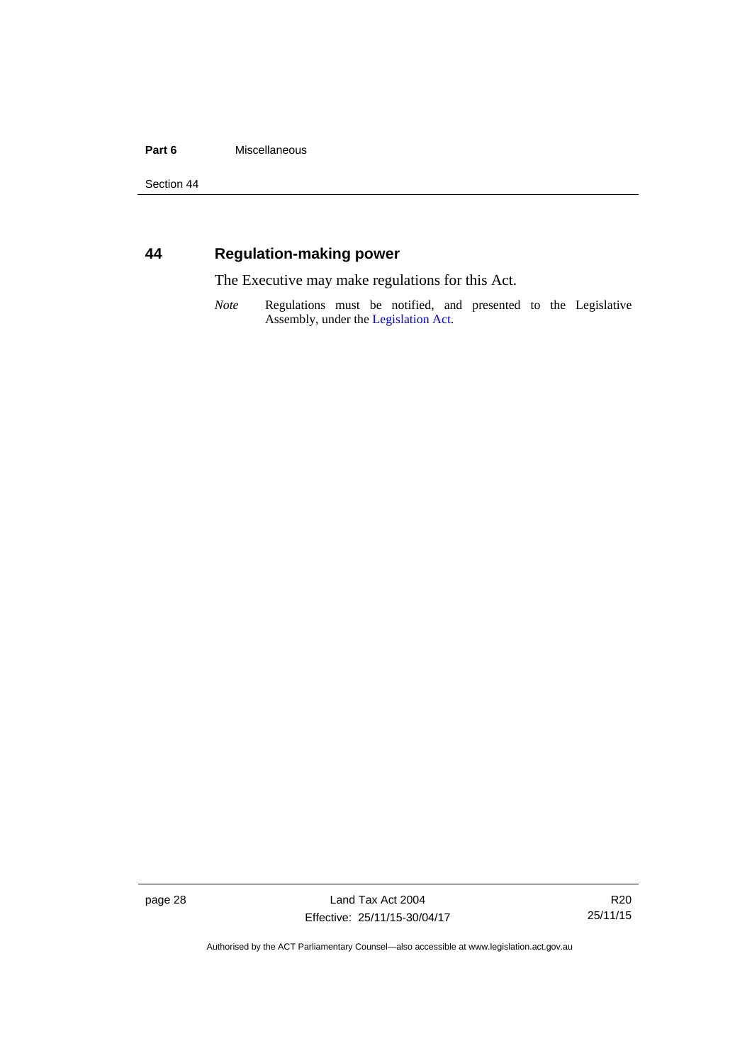## 44 Regulation-making power

The Executive may make regulations for this Act.

*Note* Regulations must be notified, and presented to the Legislative Assembly, under the Legislation Act.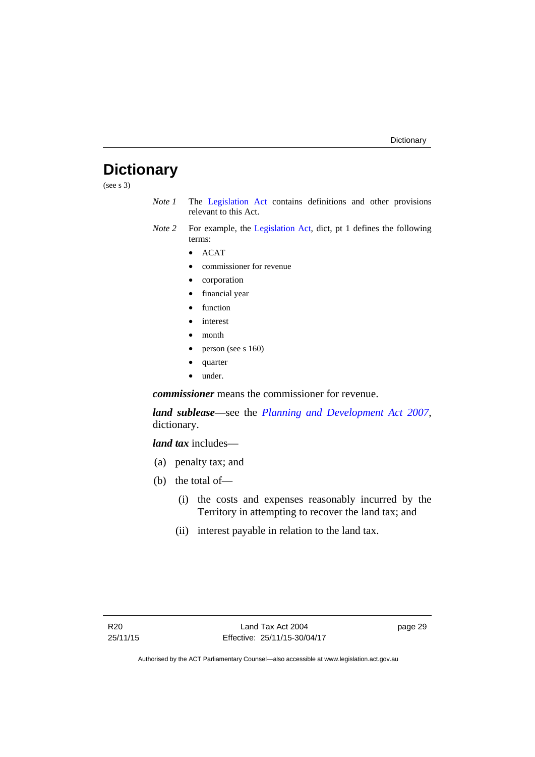# Dictionary

(see s 3)

*Note 1* The Legislation Act contains definitions and other provisions relevant to this Act.

*Note 2* For example, the Legislation Act, dict, pt 1 defines the following terms:

- ACAT
- commissioner for revenue
- corporation
- financial year
- function
- interest
- month
- person (see s 160)
- quarter
- under.

***commissioner*** means the commissioner for revenue.

***land sublease***—see the *Planning and Development Act 2007*, dictionary.

***land tax*** includes—

(a) penalty tax; and

(b) the total of—

(i) the costs and expenses reasonably incurred by the Territory in attempting to recover the land tax; and

(ii) interest payable in relation to the land tax.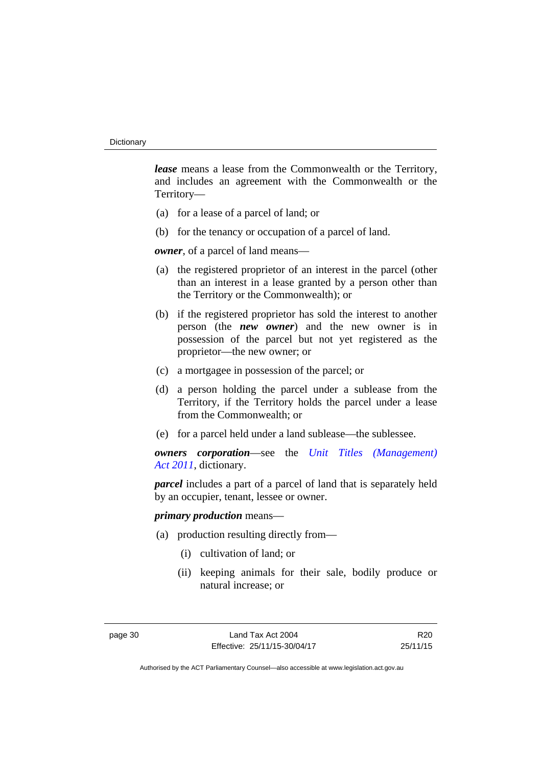***lease*** means a lease from the Commonwealth or the Territory, and includes an agreement with the Commonwealth or the Territory—

(a) for a lease of a parcel of land; or

(b) for the tenancy or occupation of a parcel of land.

***owner***, of a parcel of land means—

(a) the registered proprietor of an interest in the parcel (other than an interest in a lease granted by a person other than the Territory or the Commonwealth); or

(b) if the registered proprietor has sold the interest to another person (the ***new owner***) and the new owner is in possession of the parcel but not yet registered as the proprietor—the new owner; or

(c) a mortgagee in possession of the parcel; or

(d) a person holding the parcel under a sublease from the Territory, if the Territory holds the parcel under a lease from the Commonwealth; or

(e) for a parcel held under a land sublease—the sublessee.

***owners corporation***—see the *Unit Titles (Management) Act 2011*, dictionary.

***parcel*** includes a part of a parcel of land that is separately held by an occupier, tenant, lessee or owner.

***primary production*** means—

(a) production resulting directly from—

 (i) cultivation of land; or

 (ii) keeping animals for their sale, bodily produce or natural increase; or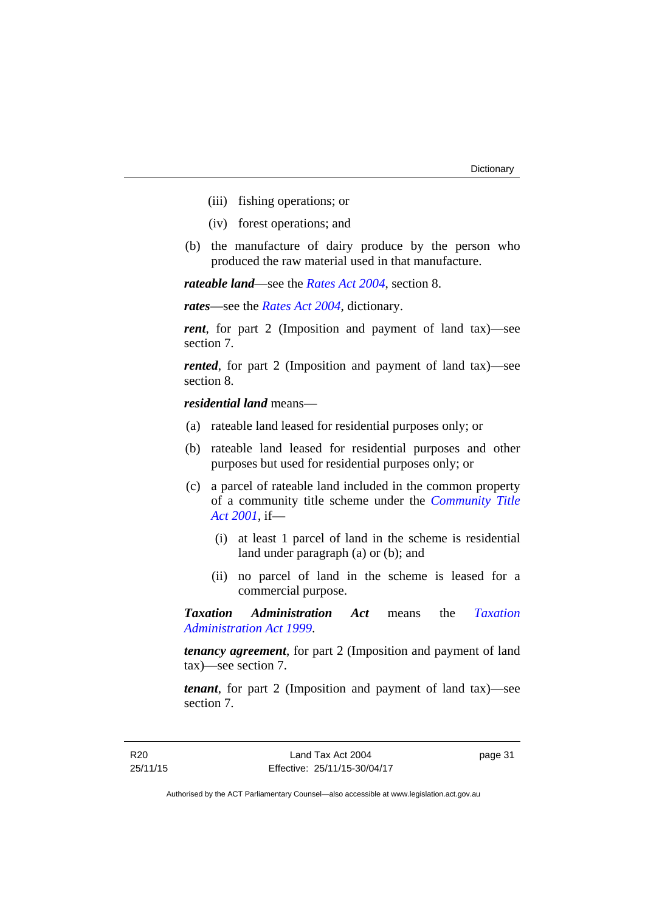(iii) fishing operations; or

(iv) forest operations; and

(b) the manufacture of dairy produce by the person who produced the raw material used in that manufacture.

***rateable land***—see the *Rates Act 2004*, section 8.

***rates***—see the *Rates Act 2004*, dictionary.

***rent***, for part 2 (Imposition and payment of land tax)—see section 7.

***rented***, for part 2 (Imposition and payment of land tax)—see section 8.

***residential land*** means—

(a) rateable land leased for residential purposes only; or

(b) rateable land leased for residential purposes and other purposes but used for residential purposes only; or

(c) a parcel of rateable land included in the common property of a community title scheme under the *Community Title Act 2001*, if—

(i) at least 1 parcel of land in the scheme is residential land under paragraph (a) or (b); and

(ii) no parcel of land in the scheme is leased for a commercial purpose.

***Taxation Administration Act*** means the *Taxation Administration Act 1999*.

***tenancy agreement***, for part 2 (Imposition and payment of land tax)—see section 7.

***tenant***, for part 2 (Imposition and payment of land tax)—see section 7.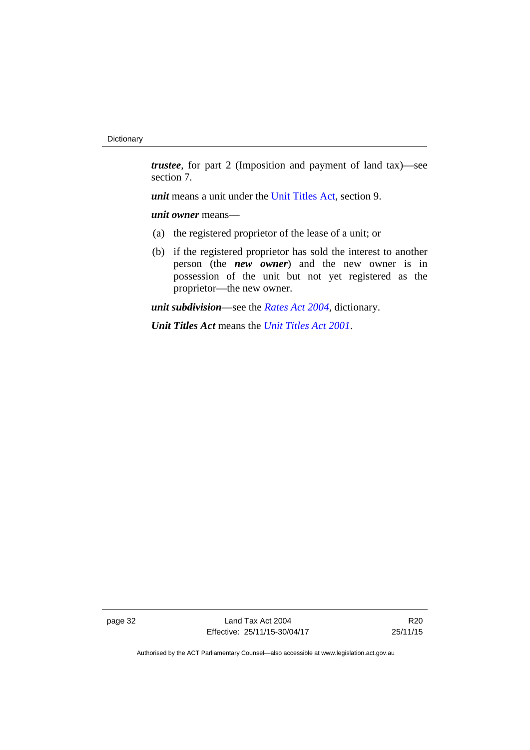***trustee***, for part 2 (Imposition and payment of land tax)—see section 7.

***unit*** means a unit under the Unit Titles Act, section 9.

***unit owner*** means—

(a) the registered proprietor of the lease of a unit; or

(b) if the registered proprietor has sold the interest to another person (the ***new owner***) and the new owner is in possession of the unit but not yet registered as the proprietor—the new owner.

***unit subdivision***—see the *Rates Act 2004*, dictionary.

***Unit Titles Act*** means the *Unit Titles Act 2001*.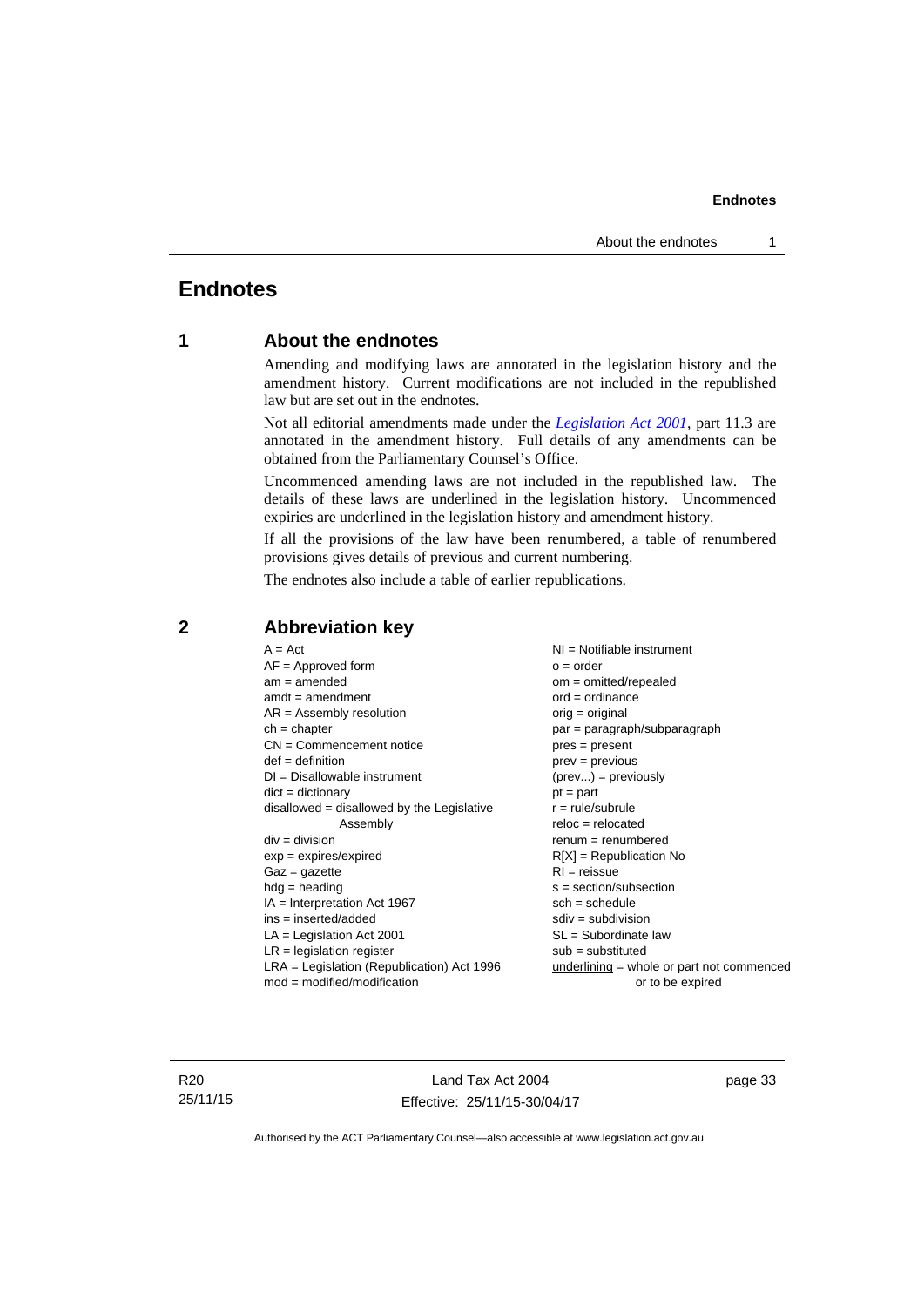# Endnotes

## 1 About the endnotes

Amending and modifying laws are annotated in the legislation history and the amendment history. Current modifications are not included in the republished law but are set out in the endnotes.

Not all editorial amendments made under the *Legislation Act 2001*, part 11.3 are annotated in the amendment history. Full details of any amendments can be obtained from the Parliamentary Counsel's Office.

Uncommenced amending laws are not included in the republished law. The details of these laws are underlined in the legislation history. Uncommenced expiries are underlined in the legislation history and amendment history.

If all the provisions of the law have been renumbered, a table of renumbered provisions gives details of previous and current numbering.

The endnotes also include a table of earlier republications.

## 2 Abbreviation key

A = Act
AF = Approved form
am = amended
amdt = amendment
AR = Assembly resolution
ch = chapter
CN = Commencement notice
def = definition
DI = Disallowable instrument
dict = dictionary
disallowed = disallowed by the Legislative Assembly
div = division
exp = expires/expired
Gaz = gazette
hdg = heading
IA = Interpretation Act 1967
ins = inserted/added
LA = Legislation Act 2001
LR = legislation register
LRA = Legislation (Republication) Act 1996
mod = modified/modification
NI = Notifiable instrument
o = order
om = omitted/repealed
ord = ordinance
orig = original
par = paragraph/subparagraph
pres = present
prev = previous
(prev...) = previously
pt = part
r = rule/subrule
reloc = relocated
renum = renumbered
R[X] = Republication No
RI = reissue
s = section/subsection
sch = schedule
sdiv = subdivision
SL = Subordinate law
sub = substituted
underlining = whole or part not commenced or to be expired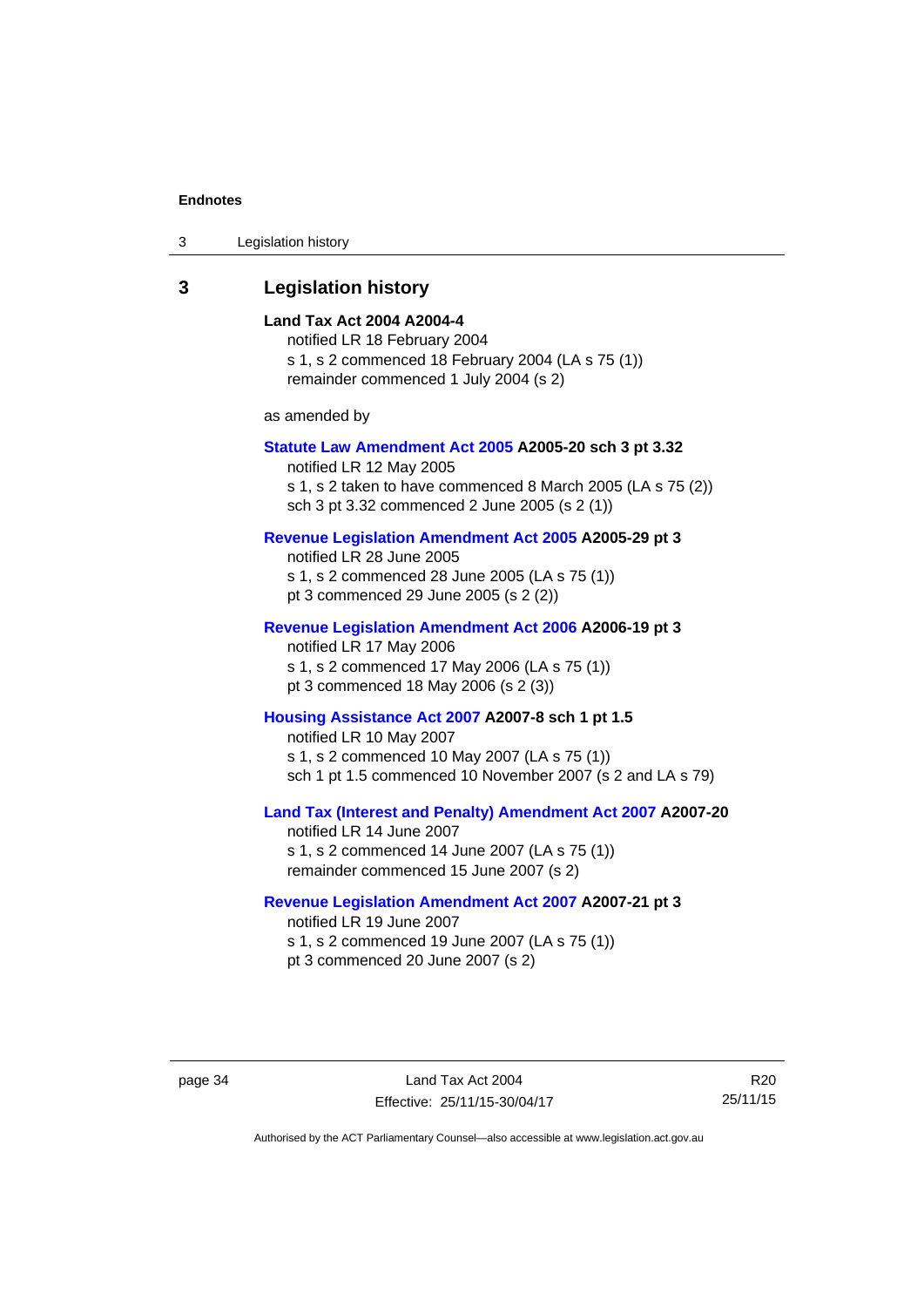## 3 Legislation history

**Land Tax Act 2004 A2004-4**
notified LR 18 February 2004
s 1, s 2 commenced 18 February 2004 (LA s 75 (1))
remainder commenced 1 July 2004 (s 2)

as amended by

**Statute Law Amendment Act 2005 A2005-20 sch 3 pt 3.32**
notified LR 12 May 2005
s 1, s 2 taken to have commenced 8 March 2005 (LA s 75 (2))
sch 3 pt 3.32 commenced 2 June 2005 (s 2 (1))

**Revenue Legislation Amendment Act 2005 A2005-29 pt 3**
notified LR 28 June 2005
s 1, s 2 commenced 28 June 2005 (LA s 75 (1))
pt 3 commenced 29 June 2005 (s 2 (2))

**Revenue Legislation Amendment Act 2006 A2006-19 pt 3**
notified LR 17 May 2006
s 1, s 2 commenced 17 May 2006 (LA s 75 (1))
pt 3 commenced 18 May 2006 (s 2 (3))

**Housing Assistance Act 2007 A2007-8 sch 1 pt 1.5**
notified LR 10 May 2007
s 1, s 2 commenced 10 May 2007 (LA s 75 (1))
sch 1 pt 1.5 commenced 10 November 2007 (s 2 and LA s 79)

**Land Tax (Interest and Penalty) Amendment Act 2007 A2007-20**
notified LR 14 June 2007
s 1, s 2 commenced 14 June 2007 (LA s 75 (1))
remainder commenced 15 June 2007 (s 2)

**Revenue Legislation Amendment Act 2007 A2007-21 pt 3**
notified LR 19 June 2007
s 1, s 2 commenced 19 June 2007 (LA s 75 (1))
pt 3 commenced 20 June 2007 (s 2)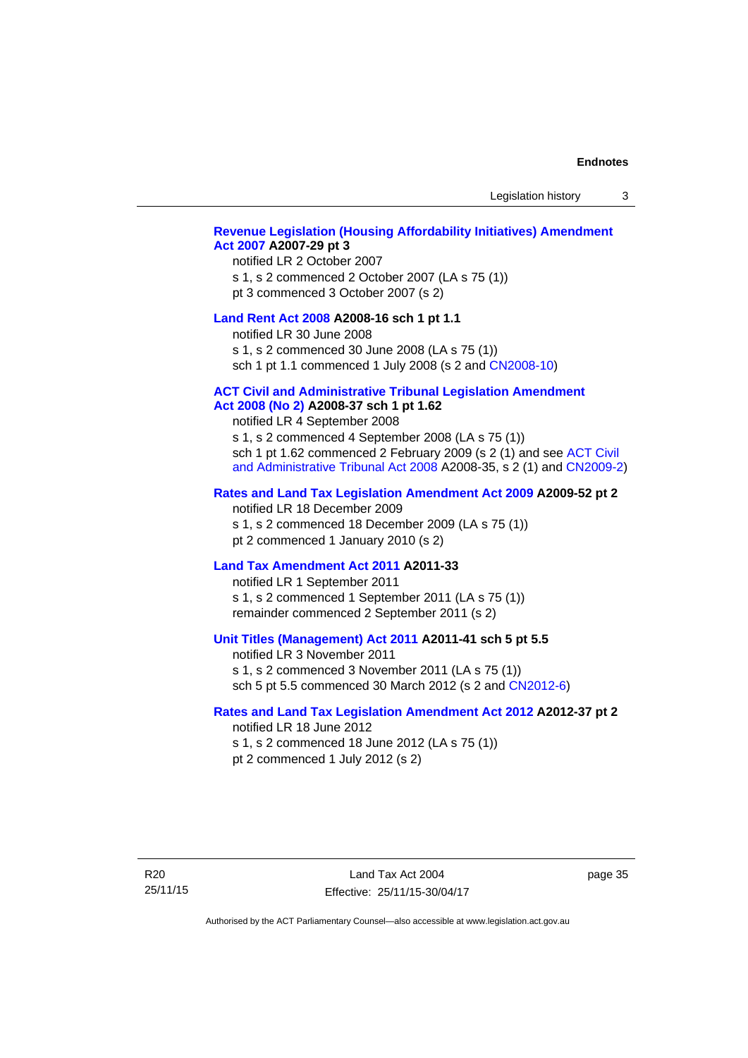**Revenue Legislation (Housing Affordability Initiatives) Amendment Act 2007 A2007-29 pt 3**

notified LR 2 October 2007

s 1, s 2 commenced 2 October 2007 (LA s 75 (1))

pt 3 commenced 3 October 2007 (s 2)

**Land Rent Act 2008 A2008-16 sch 1 pt 1.1**

notified LR 30 June 2008

s 1, s 2 commenced 30 June 2008 (LA s 75 (1))

sch 1 pt 1.1 commenced 1 July 2008 (s 2 and CN2008-10)

**ACT Civil and Administrative Tribunal Legislation Amendment Act 2008 (No 2) A2008-37 sch 1 pt 1.62**

notified LR 4 September 2008

s 1, s 2 commenced 4 September 2008 (LA s 75 (1))

sch 1 pt 1.62 commenced 2 February 2009 (s 2 (1) and see ACT Civil and Administrative Tribunal Act 2008 A2008-35, s 2 (1) and CN2009-2)

**Rates and Land Tax Legislation Amendment Act 2009 A2009-52 pt 2**

notified LR 18 December 2009

s 1, s 2 commenced 18 December 2009 (LA s 75 (1))

pt 2 commenced 1 January 2010 (s 2)

**Land Tax Amendment Act 2011 A2011-33**

notified LR 1 September 2011

s 1, s 2 commenced 1 September 2011 (LA s 75 (1))

remainder commenced 2 September 2011 (s 2)

**Unit Titles (Management) Act 2011 A2011-41 sch 5 pt 5.5**

notified LR 3 November 2011

s 1, s 2 commenced 3 November 2011 (LA s 75 (1))

sch 5 pt 5.5 commenced 30 March 2012 (s 2 and CN2012-6)

**Rates and Land Tax Legislation Amendment Act 2012 A2012-37 pt 2**

notified LR 18 June 2012

s 1, s 2 commenced 18 June 2012 (LA s 75 (1))

pt 2 commenced 1 July 2012 (s 2)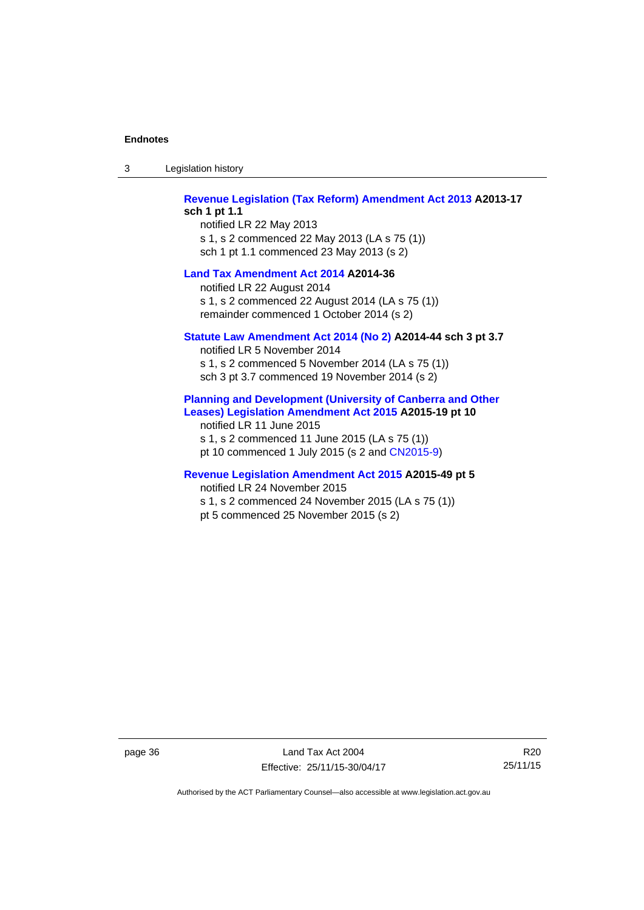**Revenue Legislation (Tax Reform) Amendment Act 2013 A2013-17 sch 1 pt 1.1**

notified LR 22 May 2013
s 1, s 2 commenced 22 May 2013 (LA s 75 (1))
sch 1 pt 1.1 commenced 23 May 2013 (s 2)

**Land Tax Amendment Act 2014 A2014-36**

notified LR 22 August 2014
s 1, s 2 commenced 22 August 2014 (LA s 75 (1))
remainder commenced 1 October 2014 (s 2)

**Statute Law Amendment Act 2014 (No 2) A2014-44 sch 3 pt 3.7**

notified LR 5 November 2014
s 1, s 2 commenced 5 November 2014 (LA s 75 (1))
sch 3 pt 3.7 commenced 19 November 2014 (s 2)

**Planning and Development (University of Canberra and Other Leases) Legislation Amendment Act 2015 A2015-19 pt 10**

notified LR 11 June 2015
s 1, s 2 commenced 11 June 2015 (LA s 75 (1))
pt 10 commenced 1 July 2015 (s 2 and CN2015-9)

**Revenue Legislation Amendment Act 2015 A2015-49 pt 5**

notified LR 24 November 2015
s 1, s 2 commenced 24 November 2015 (LA s 75 (1))
pt 5 commenced 25 November 2015 (s 2)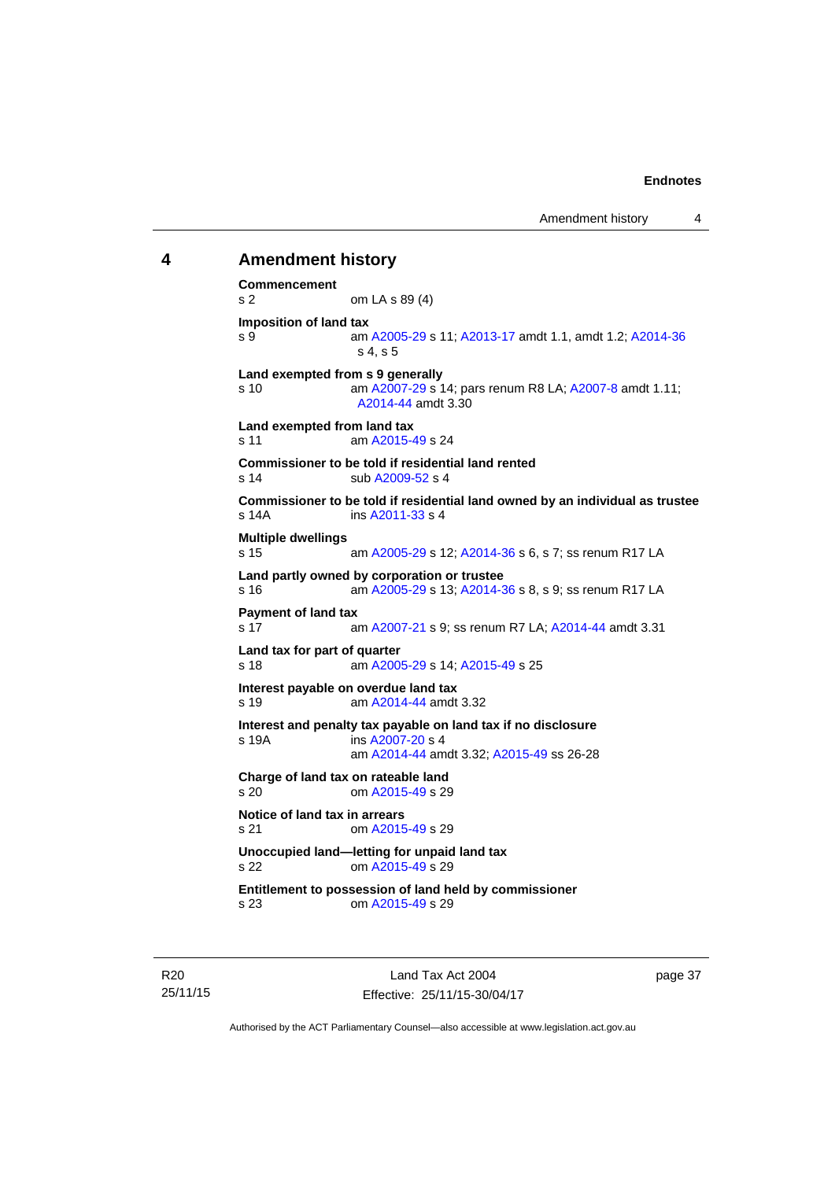## 4 Amendment history

**Commencement**
s 2 om LA s 89 (4)

**Imposition of land tax**
s 9 am A2005-29 s 11; A2013-17 amdt 1.1, amdt 1.2; A2014-36 s 4, s 5

**Land exempted from s 9 generally**
s 10 am A2007-29 s 14; pars renum R8 LA; A2007-8 amdt 1.11; A2014-44 amdt 3.30

**Land exempted from land tax**
s 11 am A2015-49 s 24

**Commissioner to be told if residential land rented**
s 14 sub A2009-52 s 4

**Commissioner to be told if residential land owned by an individual as trustee**
s 14A ins A2011-33 s 4

**Multiple dwellings**
s 15 am A2005-29 s 12; A2014-36 s 6, s 7; ss renum R17 LA

**Land partly owned by corporation or trustee**
s 16 am A2005-29 s 13; A2014-36 s 8, s 9; ss renum R17 LA

**Payment of land tax**
s 17 am A2007-21 s 9; ss renum R7 LA; A2014-44 amdt 3.31

**Land tax for part of quarter**
s 18 am A2005-29 s 14; A2015-49 s 25

**Interest payable on overdue land tax**
s 19 am A2014-44 amdt 3.32

**Interest and penalty tax payable on land tax if no disclosure**
s 19A ins A2007-20 s 4
am A2014-44 amdt 3.32; A2015-49 ss 26-28

**Charge of land tax on rateable land**
s 20 om A2015-49 s 29

**Notice of land tax in arrears**
s 21 om A2015-49 s 29

**Unoccupied land—letting for unpaid land tax**
s 22 om A2015-49 s 29

**Entitlement to possession of land held by commissioner**
s 23 om A2015-49 s 29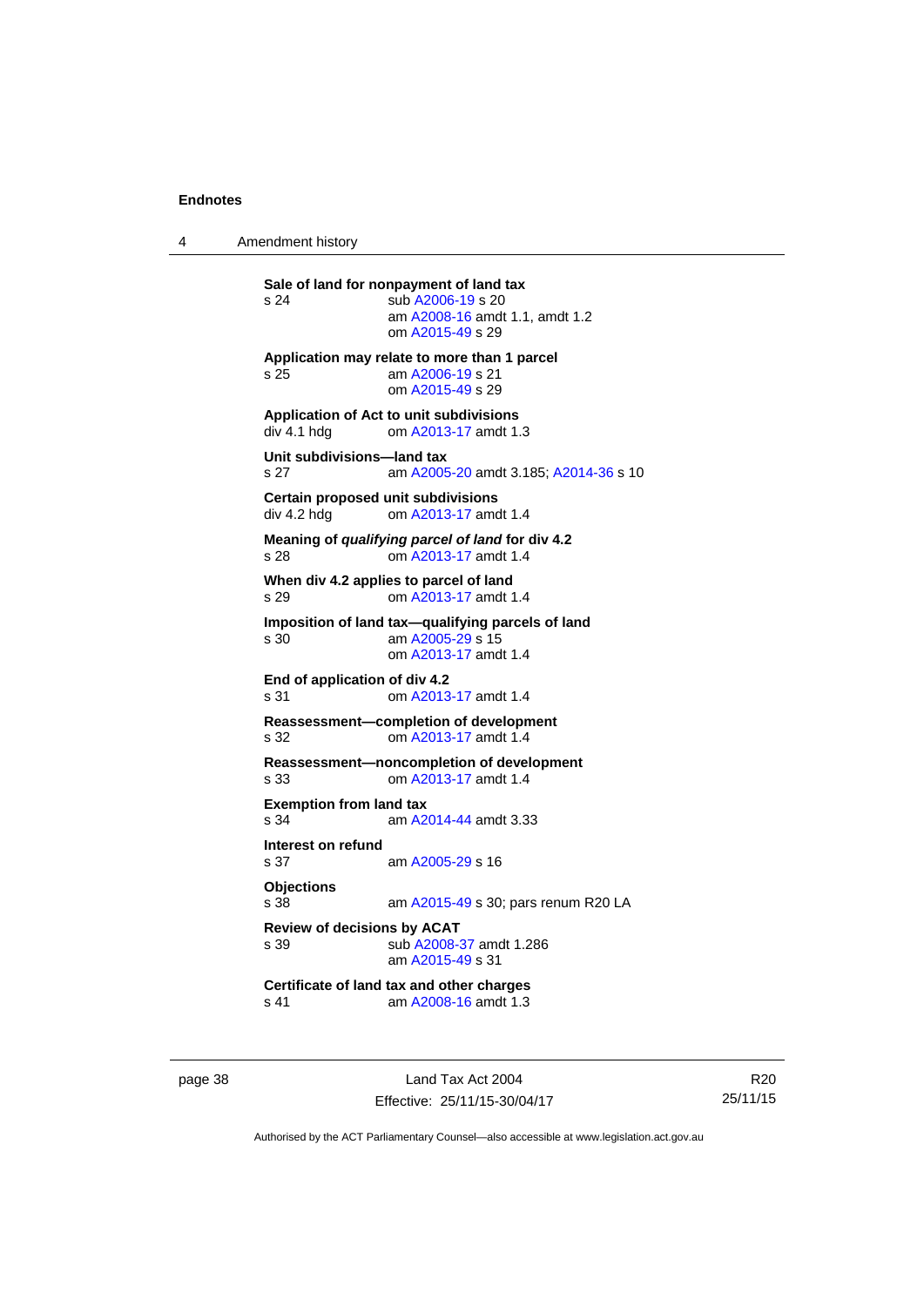**Sale of land for nonpayment of land tax**
s 24 sub A2006-19 s 20
am A2008-16 amdt 1.1, amdt 1.2
om A2015-49 s 29

**Application may relate to more than 1 parcel**
s 25 am A2006-19 s 21
om A2015-49 s 29

**Application of Act to unit subdivisions**
div 4.1 hdg om A2013-17 amdt 1.3

**Unit subdivisions—land tax**
s 27 am A2005-20 amdt 3.185; A2014-36 s 10

**Certain proposed unit subdivisions**
div 4.2 hdg om A2013-17 amdt 1.4

**Meaning of *qualifying parcel of land* for div 4.2**
s 28 om A2013-17 amdt 1.4

**When div 4.2 applies to parcel of land**
s 29 om A2013-17 amdt 1.4

**Imposition of land tax—qualifying parcels of land**
s 30 am A2005-29 s 15
om A2013-17 amdt 1.4

**End of application of div 4.2**
s 31 om A2013-17 amdt 1.4

**Reassessment—completion of development**
s 32 om A2013-17 amdt 1.4

**Reassessment—noncompletion of development**
s 33 om A2013-17 amdt 1.4

**Exemption from land tax**
s 34 am A2014-44 amdt 3.33

**Interest on refund**
s 37 am A2005-29 s 16

**Objections**
s 38 am A2015-49 s 30; pars renum R20 LA

**Review of decisions by ACAT**
s 39 sub A2008-37 amdt 1.286
am A2015-49 s 31

**Certificate of land tax and other charges**
s 41 am A2008-16 amdt 1.3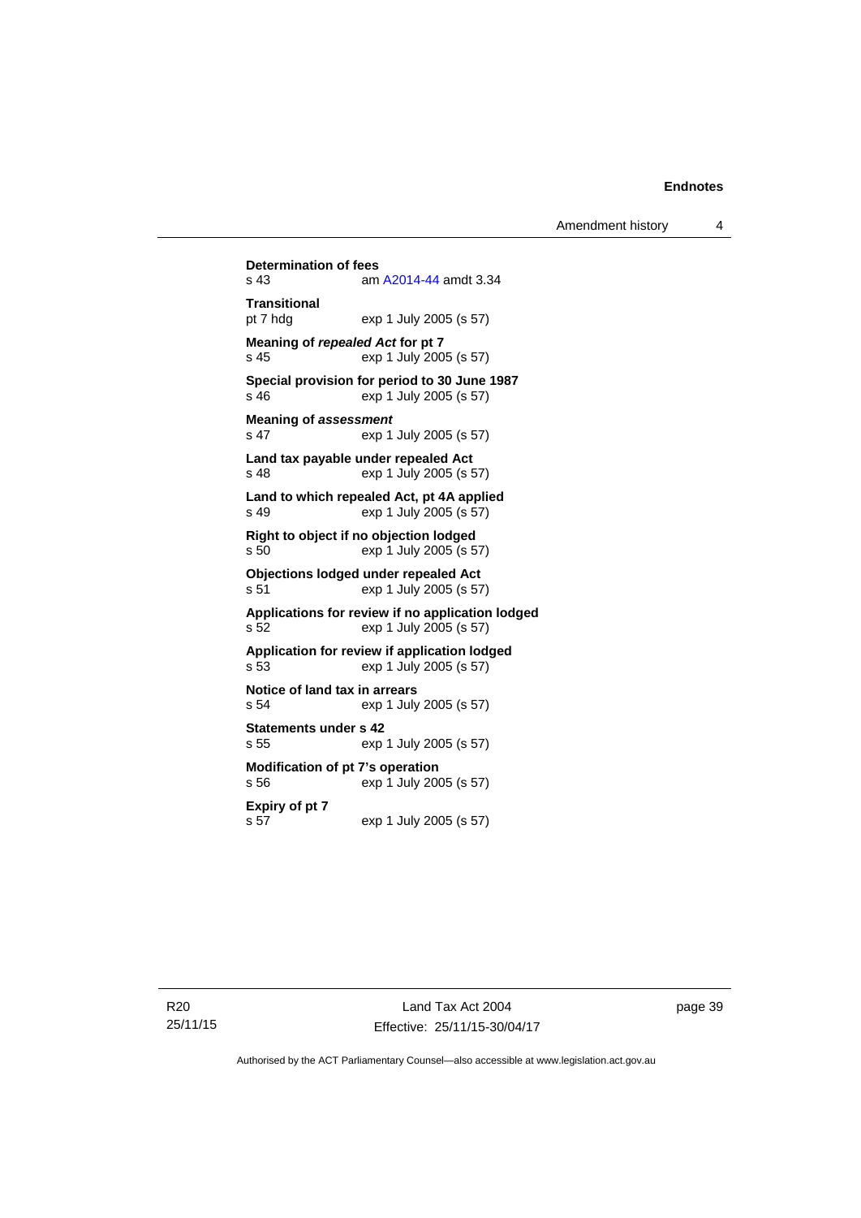**Determination of fees**
s 43 am A2014-44 amdt 3.34

**Transitional**
pt 7 hdg exp 1 July 2005 (s 57)

**Meaning of *repealed Act* for pt 7**
s 45 exp 1 July 2005 (s 57)

**Special provision for period to 30 June 1987**
s 46 exp 1 July 2005 (s 57)

**Meaning of *assessment***
s 47 exp 1 July 2005 (s 57)

**Land tax payable under repealed Act**
s 48 exp 1 July 2005 (s 57)

**Land to which repealed Act, pt 4A applied**
s 49 exp 1 July 2005 (s 57)

**Right to object if no objection lodged**
s 50 exp 1 July 2005 (s 57)

**Objections lodged under repealed Act**
s 51 exp 1 July 2005 (s 57)

**Applications for review if no application lodged**
s 52 exp 1 July 2005 (s 57)

**Application for review if application lodged**
s 53 exp 1 July 2005 (s 57)

**Notice of land tax in arrears**
s 54 exp 1 July 2005 (s 57)

**Statements under s 42**
s 55 exp 1 July 2005 (s 57)

**Modification of pt 7's operation**
s 56 exp 1 July 2005 (s 57)

**Expiry of pt 7**
s 57 exp 1 July 2005 (s 57)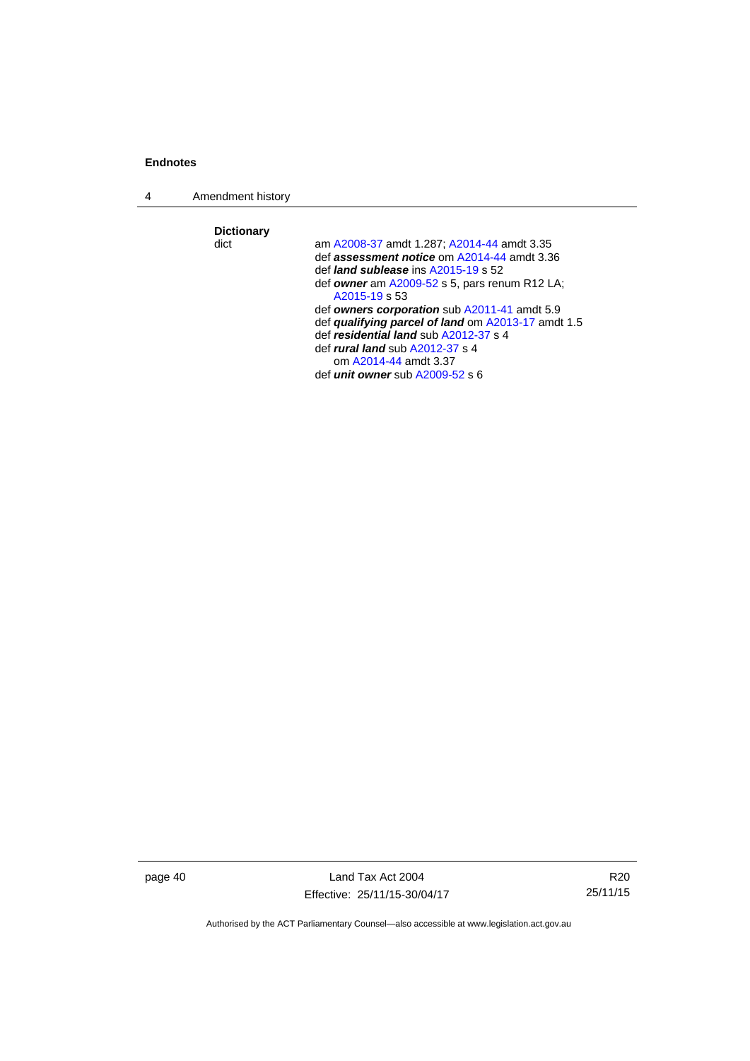**Dictionary**

dict — am A2008-37 amdt 1.287; A2014-44 amdt 3.35
def ***assessment notice*** om A2014-44 amdt 3.36
def ***land sublease*** ins A2015-19 s 52
def ***owner*** am A2009-52 s 5, pars renum R12 LA; A2015-19 s 53
def ***owners corporation*** sub A2011-41 amdt 5.9
def ***qualifying parcel of land*** om A2013-17 amdt 1.5
def ***residential land*** sub A2012-37 s 4
def ***rural land*** sub A2012-37 s 4
om A2014-44 amdt 3.37
def ***unit owner*** sub A2009-52 s 6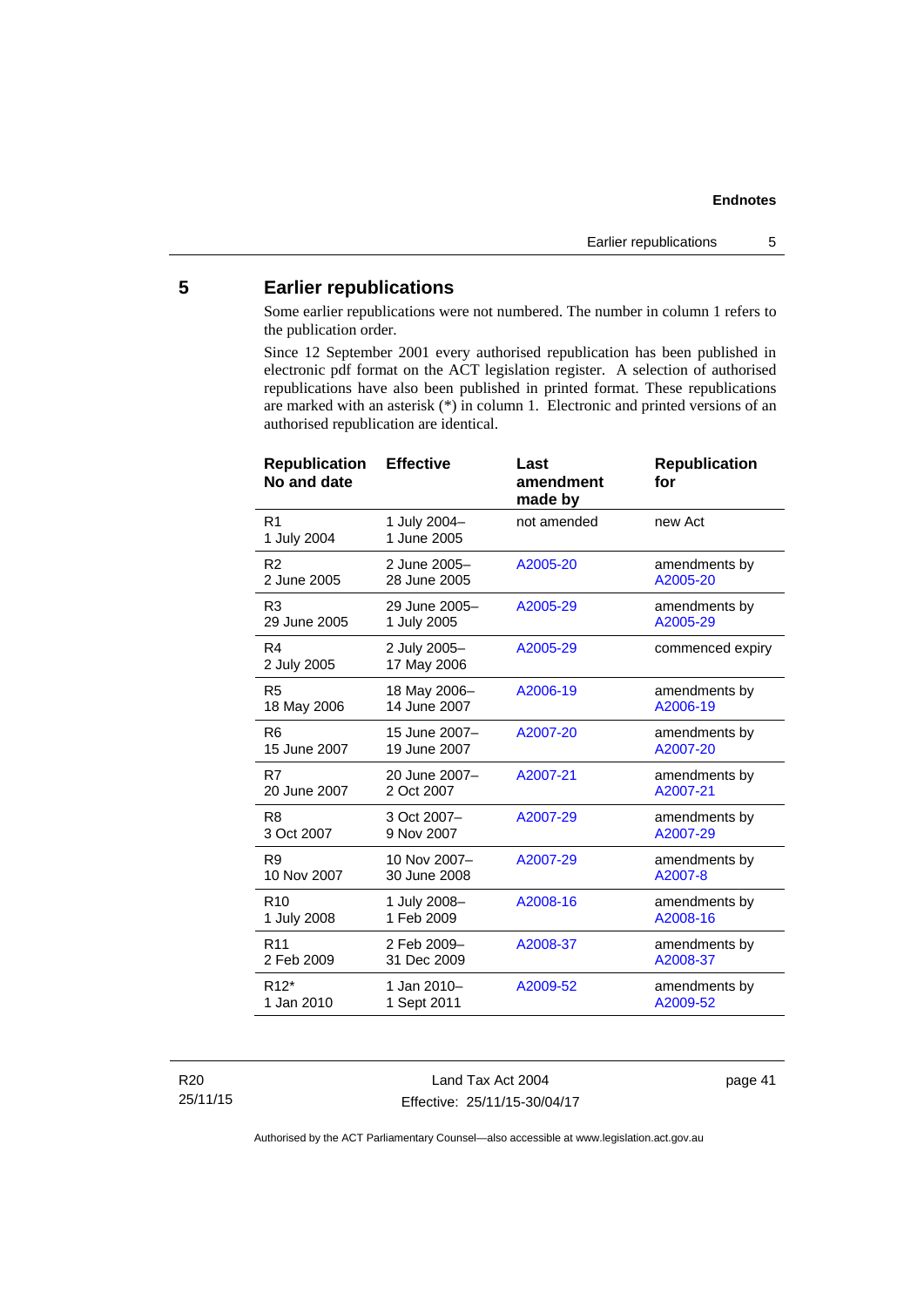## 5 Earlier republications

Some earlier republications were not numbered. The number in column 1 refers to the publication order.

Since 12 September 2001 every authorised republication has been published in electronic pdf format on the ACT legislation register. A selection of authorised republications have also been published in printed format. These republications are marked with an asterisk (*) in column 1. Electronic and printed versions of an authorised republication are identical.

| Republication No and date | Effective | Last amendment made by | Republication for |
|---|---|---|---|
| R1 1 July 2004 | 1 July 2004– 1 June 2005 | not amended | new Act |
| R2 2 June 2005 | 2 June 2005– 28 June 2005 | A2005-20 | amendments by A2005-20 |
| R3 29 June 2005 | 29 June 2005– 1 July 2005 | A2005-29 | amendments by A2005-29 |
| R4 2 July 2005 | 2 July 2005– 17 May 2006 | A2005-29 | commenced expiry |
| R5 18 May 2006 | 18 May 2006– 14 June 2007 | A2006-19 | amendments by A2006-19 |
| R6 15 June 2007 | 15 June 2007– 19 June 2007 | A2007-20 | amendments by A2007-20 |
| R7 20 June 2007 | 20 June 2007– 2 Oct 2007 | A2007-21 | amendments by A2007-21 |
| R8 3 Oct 2007 | 3 Oct 2007– 9 Nov 2007 | A2007-29 | amendments by A2007-29 |
| R9 10 Nov 2007 | 10 Nov 2007– 30 June 2008 | A2007-29 | amendments by A2007-8 |
| R10 1 July 2008 | 1 July 2008– 1 Feb 2009 | A2008-16 | amendments by A2008-16 |
| R11 2 Feb 2009 | 2 Feb 2009– 31 Dec 2009 | A2008-37 | amendments by A2008-37 |
| R12* 1 Jan 2010 | 1 Jan 2010– 1 Sept 2011 | A2009-52 | amendments by A2009-52 |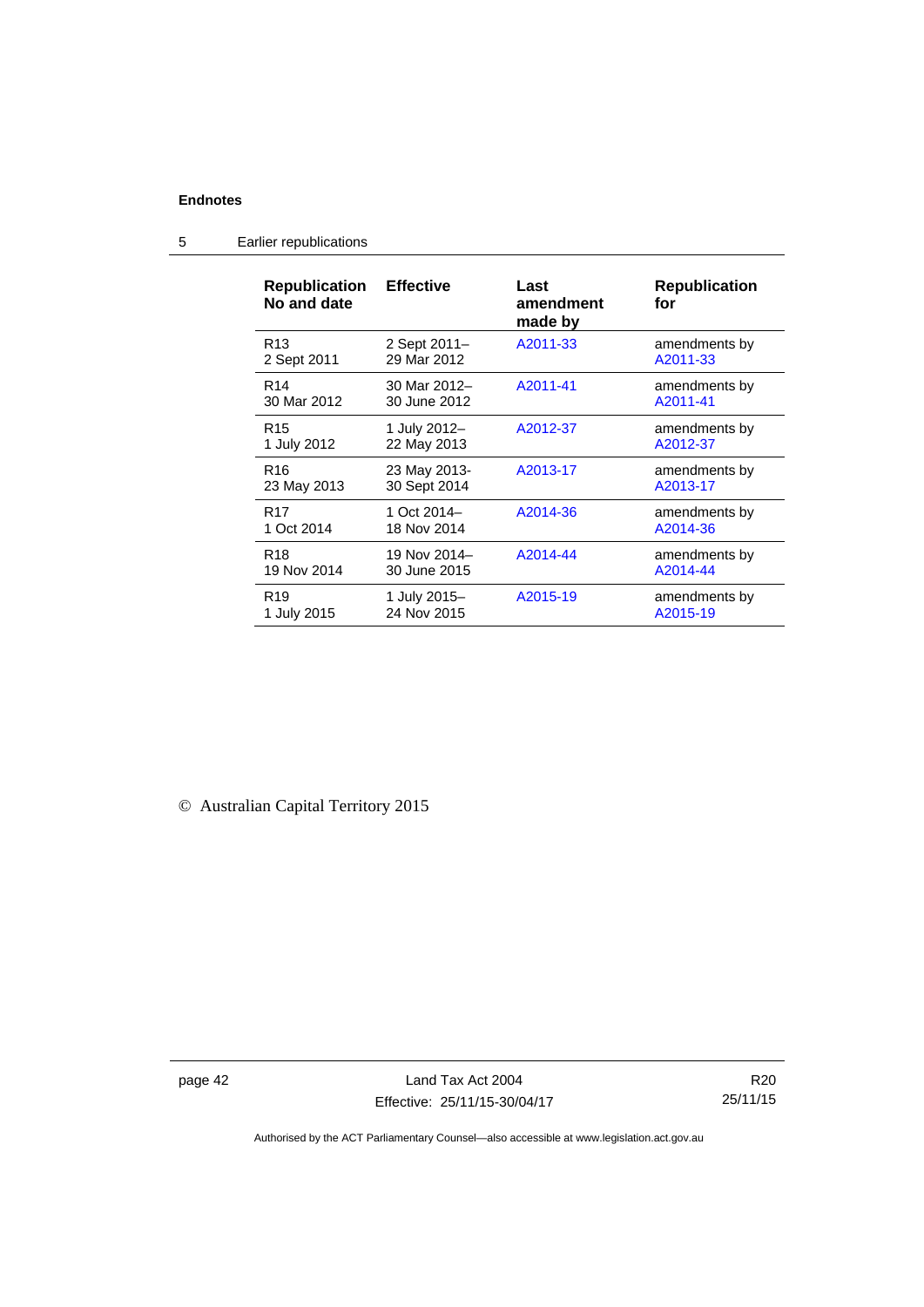## 5 Earlier republications

| Republication No and date | Effective | Last amendment made by | Republication for |
|---|---|---|---|
| R13<br>2 Sept 2011 | 2 Sept 2011–<br>29 Mar 2012 | A2011-33 | amendments by<br>A2011-33 |
| R14<br>30 Mar 2012 | 30 Mar 2012–<br>30 June 2012 | A2011-41 | amendments by<br>A2011-41 |
| R15<br>1 July 2012 | 1 July 2012–<br>22 May 2013 | A2012-37 | amendments by<br>A2012-37 |
| R16<br>23 May 2013 | 23 May 2013-<br>30 Sept 2014 | A2013-17 | amendments by<br>A2013-17 |
| R17<br>1 Oct 2014 | 1 Oct 2014–<br>18 Nov 2014 | A2014-36 | amendments by<br>A2014-36 |
| R18<br>19 Nov 2014 | 19 Nov 2014–<br>30 June 2015 | A2014-44 | amendments by<br>A2014-44 |
| R19<br>1 July 2015 | 1 July 2015–<br>24 Nov 2015 | A2015-19 | amendments by<br>A2015-19 |

© Australian Capital Territory 2015